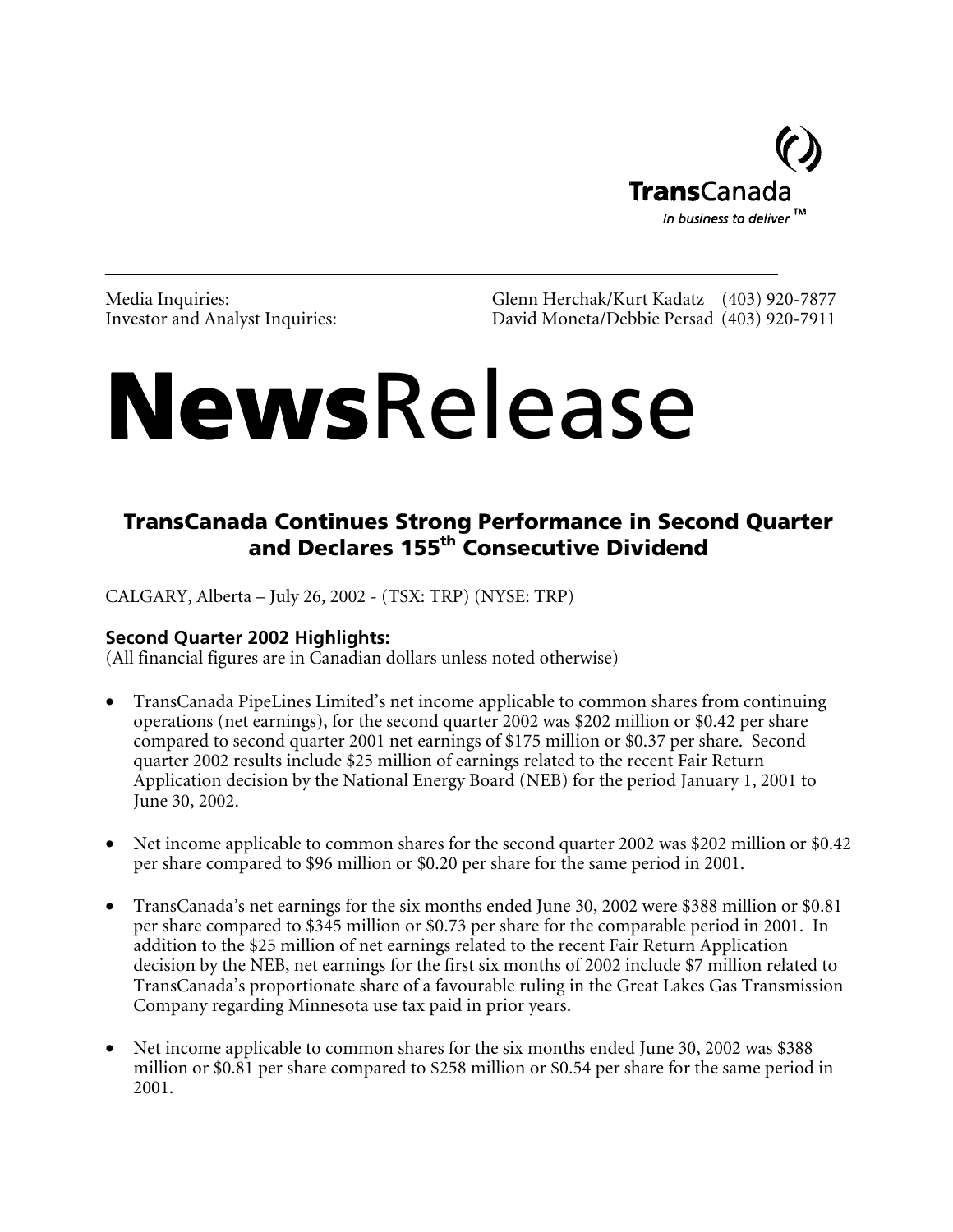TransCanada

*In business to deliver™*

Media Inquiries: Glenn Herchak/Kurt Kadatz (403) 920-7877
Investor and Analyst Inquiries: David Moneta/Debbie Persad (403) 920-7911

# NewsRelease

## TransCanada Continues Strong Performance in Second Quarter and Declares 155th Consecutive Dividend

CALGARY, Alberta – July 26, 2002 - (TSX: TRP) (NYSE: TRP)

### Second Quarter 2002 Highlights:

(All financial figures are in Canadian dollars unless noted otherwise)

- TransCanada PipeLines Limited's net income applicable to common shares from continuing operations (net earnings), for the second quarter 2002 was $202 million or $0.42 per share compared to second quarter 2001 net earnings of $175 million or $0.37 per share. Second quarter 2002 results include $25 million of earnings related to the recent Fair Return Application decision by the National Energy Board (NEB) for the period January 1, 2001 to June 30, 2002.

- Net income applicable to common shares for the second quarter 2002 was $202 million or $0.42 per share compared to $96 million or $0.20 per share for the same period in 2001.

- TransCanada's net earnings for the six months ended June 30, 2002 were $388 million or $0.81 per share compared to $345 million or $0.73 per share for the comparable period in 2001. In addition to the $25 million of net earnings related to the recent Fair Return Application decision by the NEB, net earnings for the first six months of 2002 include $7 million related to TransCanada's proportionate share of a favourable ruling in the Great Lakes Gas Transmission Company regarding Minnesota use tax paid in prior years.

- Net income applicable to common shares for the six months ended June 30, 2002 was $388 million or $0.81 per share compared to $258 million or $0.54 per share for the same period in 2001.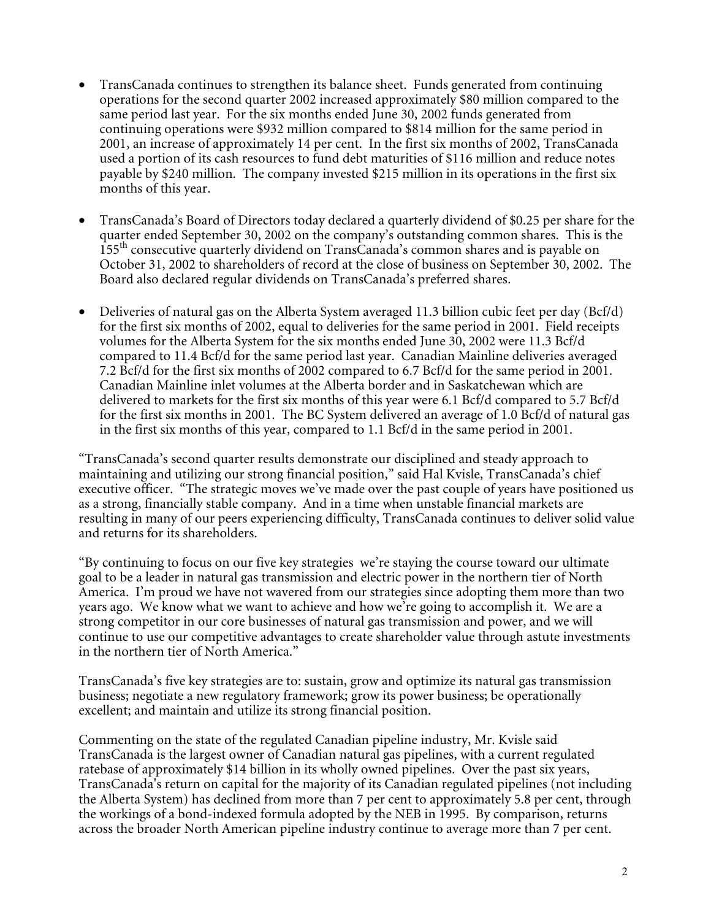- TransCanada continues to strengthen its balance sheet. Funds generated from continuing operations for the second quarter 2002 increased approximately $80 million compared to the same period last year. For the six months ended June 30, 2002 funds generated from continuing operations were $932 million compared to $814 million for the same period in 2001, an increase of approximately 14 per cent. In the first six months of 2002, TransCanada used a portion of its cash resources to fund debt maturities of $116 million and reduce notes payable by $240 million. The company invested $215 million in its operations in the first six months of this year.

- TransCanada's Board of Directors today declared a quarterly dividend of $0.25 per share for the quarter ended September 30, 2002 on the company's outstanding common shares. This is the 155th consecutive quarterly dividend on TransCanada's common shares and is payable on October 31, 2002 to shareholders of record at the close of business on September 30, 2002. The Board also declared regular dividends on TransCanada's preferred shares.

- Deliveries of natural gas on the Alberta System averaged 11.3 billion cubic feet per day (Bcf/d) for the first six months of 2002, equal to deliveries for the same period in 2001. Field receipts volumes for the Alberta System for the six months ended June 30, 2002 were 11.3 Bcf/d compared to 11.4 Bcf/d for the same period last year. Canadian Mainline deliveries averaged 7.2 Bcf/d for the first six months of 2002 compared to 6.7 Bcf/d for the same period in 2001. Canadian Mainline inlet volumes at the Alberta border and in Saskatchewan which are delivered to markets for the first six months of this year were 6.1 Bcf/d compared to 5.7 Bcf/d for the first six months in 2001. The BC System delivered an average of 1.0 Bcf/d of natural gas in the first six months of this year, compared to 1.1 Bcf/d in the same period in 2001.

"TransCanada's second quarter results demonstrate our disciplined and steady approach to maintaining and utilizing our strong financial position," said Hal Kvisle, TransCanada's chief executive officer. "The strategic moves we've made over the past couple of years have positioned us as a strong, financially stable company. And in a time when unstable financial markets are resulting in many of our peers experiencing difficulty, TransCanada continues to deliver solid value and returns for its shareholders.

"By continuing to focus on our five key strategies we're staying the course toward our ultimate goal to be a leader in natural gas transmission and electric power in the northern tier of North America. I'm proud we have not wavered from our strategies since adopting them more than two years ago. We know what we want to achieve and how we're going to accomplish it. We are a strong competitor in our core businesses of natural gas transmission and power, and we will continue to use our competitive advantages to create shareholder value through astute investments in the northern tier of North America."

TransCanada's five key strategies are to: sustain, grow and optimize its natural gas transmission business; negotiate a new regulatory framework; grow its power business; be operationally excellent; and maintain and utilize its strong financial position.

Commenting on the state of the regulated Canadian pipeline industry, Mr. Kvisle said TransCanada is the largest owner of Canadian natural gas pipelines, with a current regulated ratebase of approximately $14 billion in its wholly owned pipelines. Over the past six years, TransCanada's return on capital for the majority of its Canadian regulated pipelines (not including the Alberta System) has declined from more than 7 per cent to approximately 5.8 per cent, through the workings of a bond-indexed formula adopted by the NEB in 1995. By comparison, returns across the broader North American pipeline industry continue to average more than 7 per cent.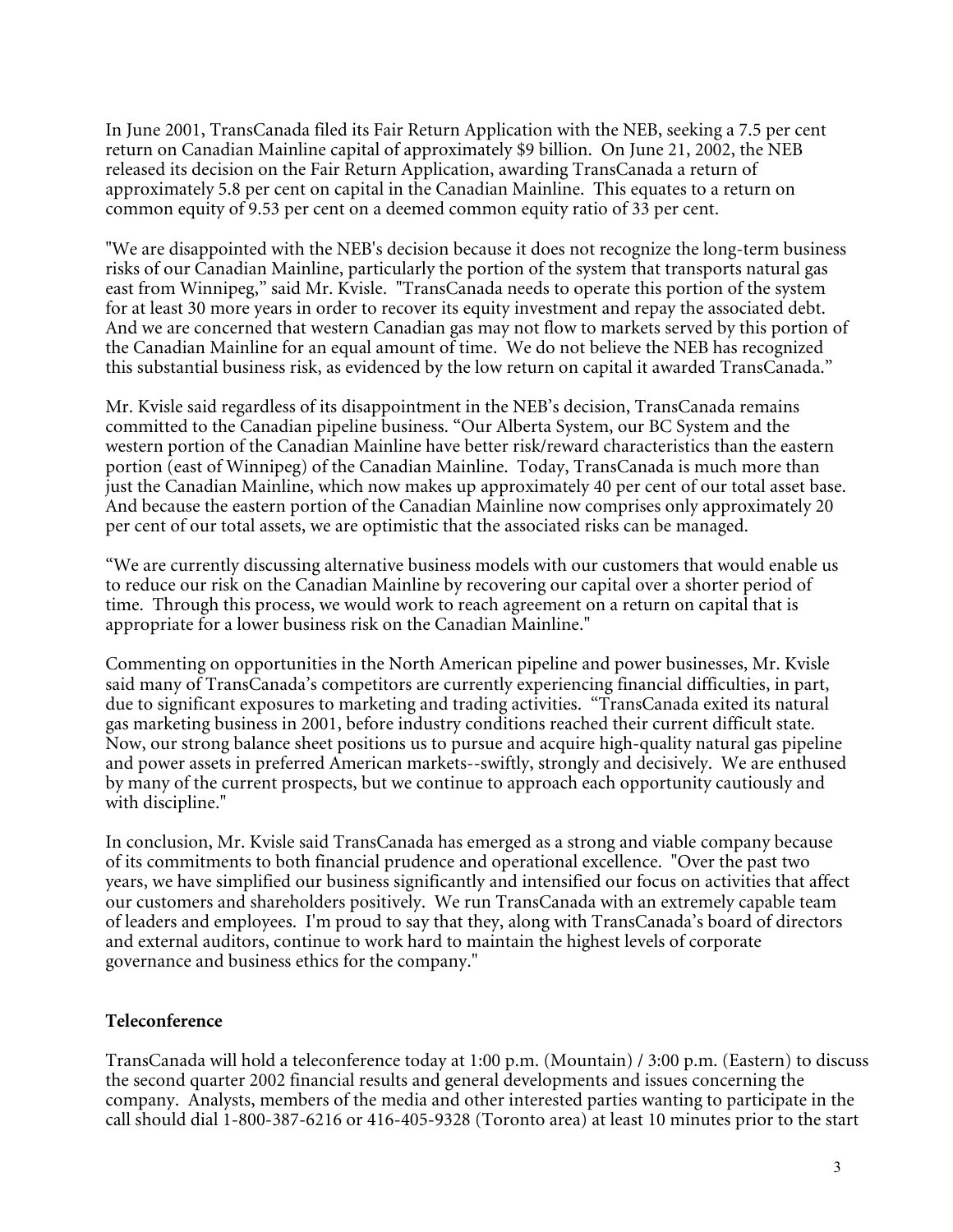In June 2001, TransCanada filed its Fair Return Application with the NEB, seeking a 7.5 per cent return on Canadian Mainline capital of approximately $9 billion. On June 21, 2002, the NEB released its decision on the Fair Return Application, awarding TransCanada a return of approximately 5.8 per cent on capital in the Canadian Mainline. This equates to a return on common equity of 9.53 per cent on a deemed common equity ratio of 33 per cent.

"We are disappointed with the NEB's decision because it does not recognize the long-term business risks of our Canadian Mainline, particularly the portion of the system that transports natural gas east from Winnipeg," said Mr. Kvisle. "TransCanada needs to operate this portion of the system for at least 30 more years in order to recover its equity investment and repay the associated debt. And we are concerned that western Canadian gas may not flow to markets served by this portion of the Canadian Mainline for an equal amount of time. We do not believe the NEB has recognized this substantial business risk, as evidenced by the low return on capital it awarded TransCanada."

Mr. Kvisle said regardless of its disappointment in the NEB's decision, TransCanada remains committed to the Canadian pipeline business. "Our Alberta System, our BC System and the western portion of the Canadian Mainline have better risk/reward characteristics than the eastern portion (east of Winnipeg) of the Canadian Mainline. Today, TransCanada is much more than just the Canadian Mainline, which now makes up approximately 40 per cent of our total asset base. And because the eastern portion of the Canadian Mainline now comprises only approximately 20 per cent of our total assets, we are optimistic that the associated risks can be managed.

"We are currently discussing alternative business models with our customers that would enable us to reduce our risk on the Canadian Mainline by recovering our capital over a shorter period of time. Through this process, we would work to reach agreement on a return on capital that is appropriate for a lower business risk on the Canadian Mainline."

Commenting on opportunities in the North American pipeline and power businesses, Mr. Kvisle said many of TransCanada's competitors are currently experiencing financial difficulties, in part, due to significant exposures to marketing and trading activities. "TransCanada exited its natural gas marketing business in 2001, before industry conditions reached their current difficult state. Now, our strong balance sheet positions us to pursue and acquire high-quality natural gas pipeline and power assets in preferred American markets--swiftly, strongly and decisively. We are enthused by many of the current prospects, but we continue to approach each opportunity cautiously and with discipline."

In conclusion, Mr. Kvisle said TransCanada has emerged as a strong and viable company because of its commitments to both financial prudence and operational excellence. "Over the past two years, we have simplified our business significantly and intensified our focus on activities that affect our customers and shareholders positively. We run TransCanada with an extremely capable team of leaders and employees. I'm proud to say that they, along with TransCanada's board of directors and external auditors, continue to work hard to maintain the highest levels of corporate governance and business ethics for the company."

**Teleconference**

TransCanada will hold a teleconference today at 1:00 p.m. (Mountain) / 3:00 p.m. (Eastern) to discuss the second quarter 2002 financial results and general developments and issues concerning the company. Analysts, members of the media and other interested parties wanting to participate in the call should dial 1-800-387-6216 or 416-405-9328 (Toronto area) at least 10 minutes prior to the start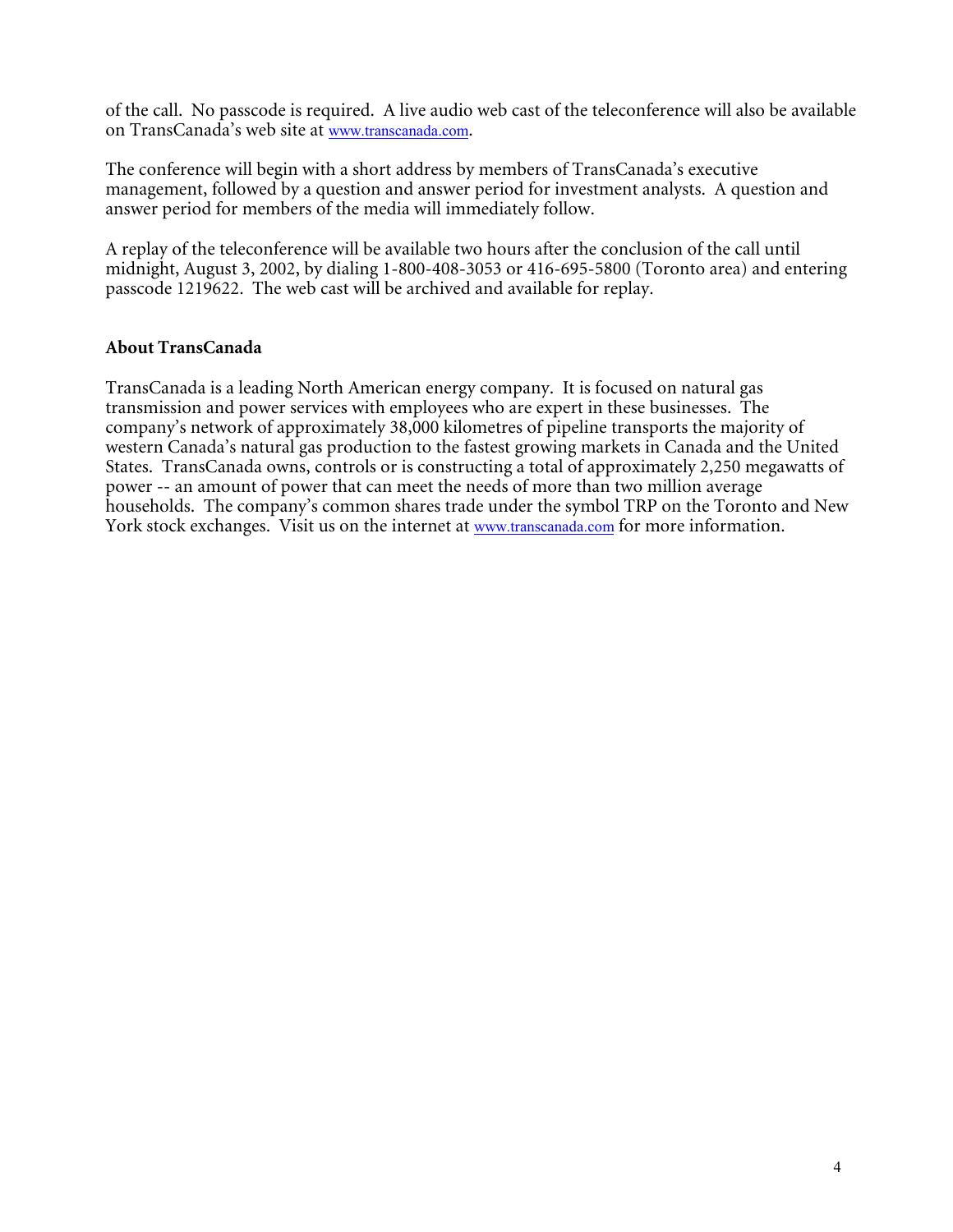of the call. No passcode is required. A live audio web cast of the teleconference will also be available on TransCanada's web site at www.transcanada.com.

The conference will begin with a short address by members of TransCanada's executive management, followed by a question and answer period for investment analysts. A question and answer period for members of the media will immediately follow.

A replay of the teleconference will be available two hours after the conclusion of the call until midnight, August 3, 2002, by dialing 1-800-408-3053 or 416-695-5800 (Toronto area) and entering passcode 1219622. The web cast will be archived and available for replay.

**About TransCanada**

TransCanada is a leading North American energy company. It is focused on natural gas transmission and power services with employees who are expert in these businesses. The company's network of approximately 38,000 kilometres of pipeline transports the majority of western Canada's natural gas production to the fastest growing markets in Canada and the United States. TransCanada owns, controls or is constructing a total of approximately 2,250 megawatts of power -- an amount of power that can meet the needs of more than two million average households. The company's common shares trade under the symbol TRP on the Toronto and New York stock exchanges. Visit us on the internet at www.transcanada.com for more information.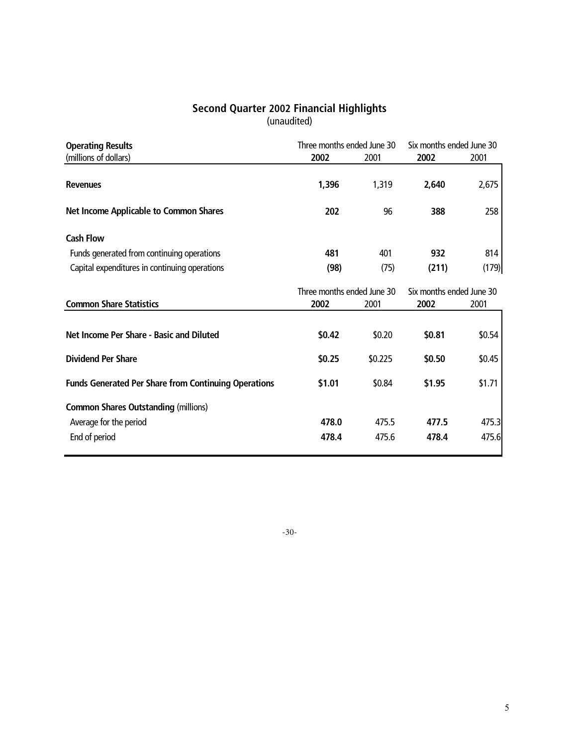## Second Quarter 2002 Financial Highlights

(unaudited)

| **Operating Results** | Three months ended June 30 | | Six months ended June 30 | |
|---|---|---|---|---|
| (millions of dollars) | **2002** | 2001 | **2002** | 2001 |
| **Revenues** | **1,396** | 1,319 | **2,640** | 2,675 |
| **Net Income Applicable to Common Shares** | **202** | 96 | **388** | 258 |
| **Cash Flow** | | | | |
| Funds generated from continuing operations | **481** | 401 | **932** | 814 |
| Capital expenditures in continuing operations | **(98)** | (75) | **(211)** | (179) |

| | Three months ended June 30 | | Six months ended June 30 | |
|---|---|---|---|---|
| **Common Share Statistics** | **2002** | 2001 | **2002** | 2001 |
| **Net Income Per Share - Basic and Diluted** | **$0.42** | $0.20 | **$0.81** | $0.54 |
| **Dividend Per Share** | **$0.25** | $0.225 | **$0.50** | $0.45 |
| **Funds Generated Per Share from Continuing Operations** | **$1.01** | $0.84 | **$1.95** | $1.71 |
| **Common Shares Outstanding** (millions) | | | | |
| Average for the period | **478.0** | 475.5 | **477.5** | 475.3 |
| End of period | **478.4** | 475.6 | **478.4** | 475.6 |

-30-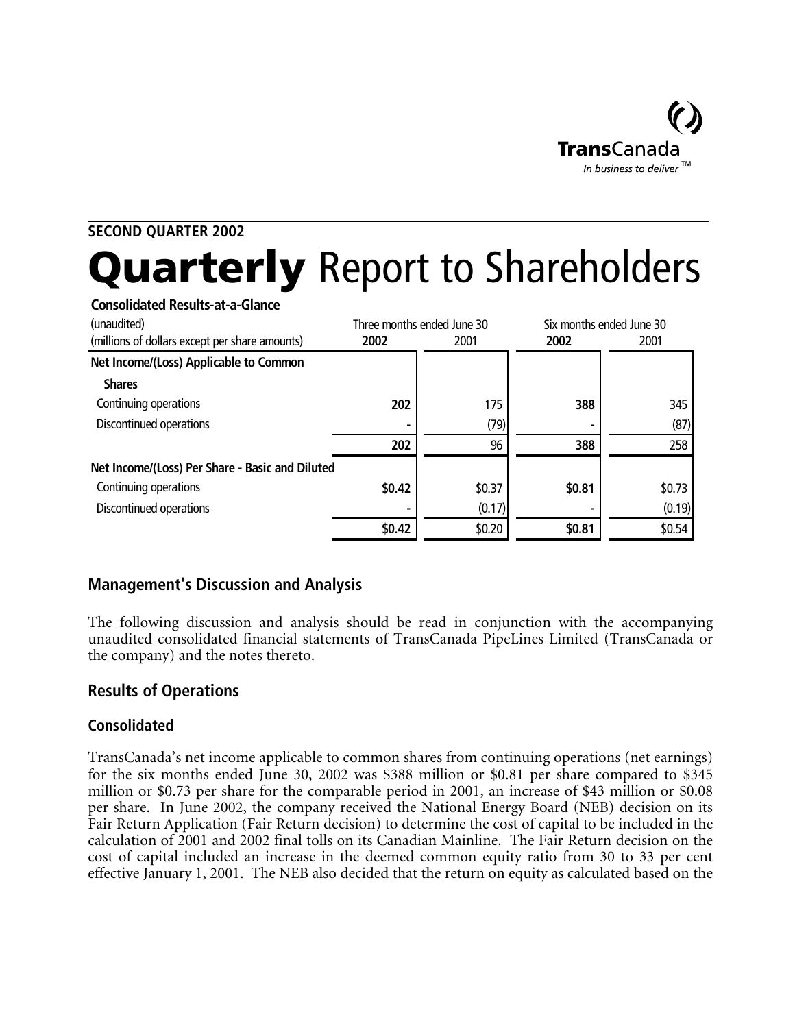TransCanada

*In business to deliver™*

**SECOND QUARTER 2002**

# **Quarterly** Report to Shareholders

**Consolidated Results-at-a-Glance**

| (unaudited)<br>(millions of dollars except per share amounts) | Three months ended June 30<br>**2002** | <br>2001 | Six months ended June 30<br>**2002** | <br>2001 |
|---|---|---|---|---|
| **Net Income/(Loss) Applicable to Common Shares** | | | | |
| Continuing operations | **202** | 175 | **388** | 345 |
| Discontinued operations | **-** | (79) | **-** | (87) |
| | **202** | 96 | **388** | 258 |
| **Net Income/(Loss) Per Share - Basic and Diluted** | | | | |
| Continuing operations | **$0.42** | $0.37 | **$0.81** | $0.73 |
| Discontinued operations | **-** | (0.17) | **-** | (0.19) |
| | **$0.42** | $0.20 | **$0.81** | $0.54 |

## Management's Discussion and Analysis

The following discussion and analysis should be read in conjunction with the accompanying unaudited consolidated financial statements of TransCanada PipeLines Limited (TransCanada or the company) and the notes thereto.

## Results of Operations

### Consolidated

TransCanada's net income applicable to common shares from continuing operations (net earnings) for the six months ended June 30, 2002 was $388 million or $0.81 per share compared to $345 million or $0.73 per share for the comparable period in 2001, an increase of $43 million or $0.08 per share. In June 2002, the company received the National Energy Board (NEB) decision on its Fair Return Application (Fair Return decision) to determine the cost of capital to be included in the calculation of 2001 and 2002 final tolls on its Canadian Mainline. The Fair Return decision on the cost of capital included an increase in the deemed common equity ratio from 30 to 33 per cent effective January 1, 2001. The NEB also decided that the return on equity as calculated based on the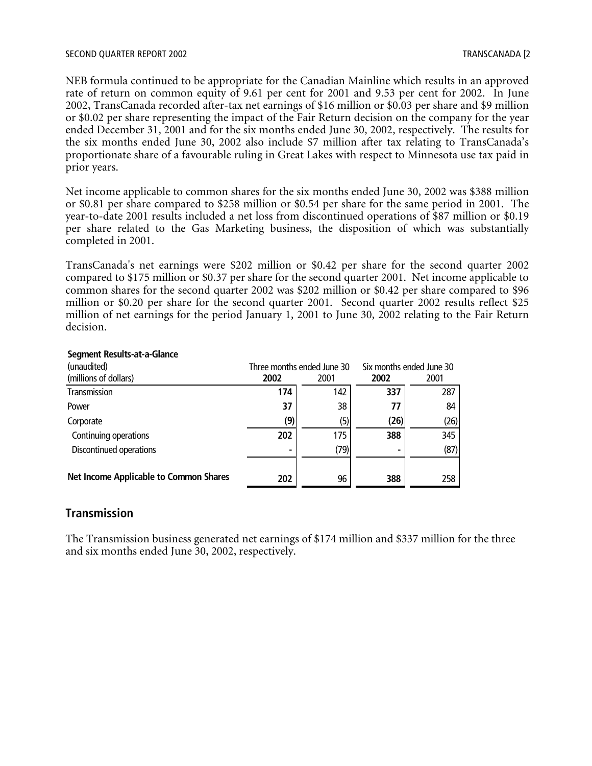NEB formula continued to be appropriate for the Canadian Mainline which results in an approved rate of return on common equity of 9.61 per cent for 2001 and 9.53 per cent for 2002. In June 2002, TransCanada recorded after-tax net earnings of $16 million or $0.03 per share and $9 million or $0.02 per share representing the impact of the Fair Return decision on the company for the year ended December 31, 2001 and for the six months ended June 30, 2002, respectively. The results for the six months ended June 30, 2002 also include $7 million after tax relating to TransCanada's proportionate share of a favourable ruling in Great Lakes with respect to Minnesota use tax paid in prior years.

Net income applicable to common shares for the six months ended June 30, 2002 was $388 million or $0.81 per share compared to $258 million or $0.54 per share for the same period in 2001. The year-to-date 2001 results included a net loss from discontinued operations of $87 million or $0.19 per share related to the Gas Marketing business, the disposition of which was substantially completed in 2001.

TransCanada's net earnings were $202 million or $0.42 per share for the second quarter 2002 compared to $175 million or $0.37 per share for the second quarter 2001. Net income applicable to common shares for the second quarter 2002 was $202 million or $0.42 per share compared to $96 million or $0.20 per share for the second quarter 2001. Second quarter 2002 results reflect $25 million of net earnings for the period January 1, 2001 to June 30, 2002 relating to the Fair Return decision.

**Segment Results-at-a-Glance**

| (unaudited) | Three months ended June 30 | | Six months ended June 30 | |
|---|---|---|---|---|
| (millions of dollars) | **2002** | 2001 | **2002** | 2001 |
| Transmission | **174** | 142 | **337** | 287 |
| Power | **37** | 38 | **77** | 84 |
| Corporate | **(9)** | (5) | **(26)** | (26) |
| Continuing operations | **202** | 175 | **388** | 345 |
| Discontinued operations | **-** | (79) | **-** | (87) |
| **Net Income Applicable to Common Shares** | **202** | 96 | **388** | 258 |

## Transmission

The Transmission business generated net earnings of $174 million and $337 million for the three and six months ended June 30, 2002, respectively.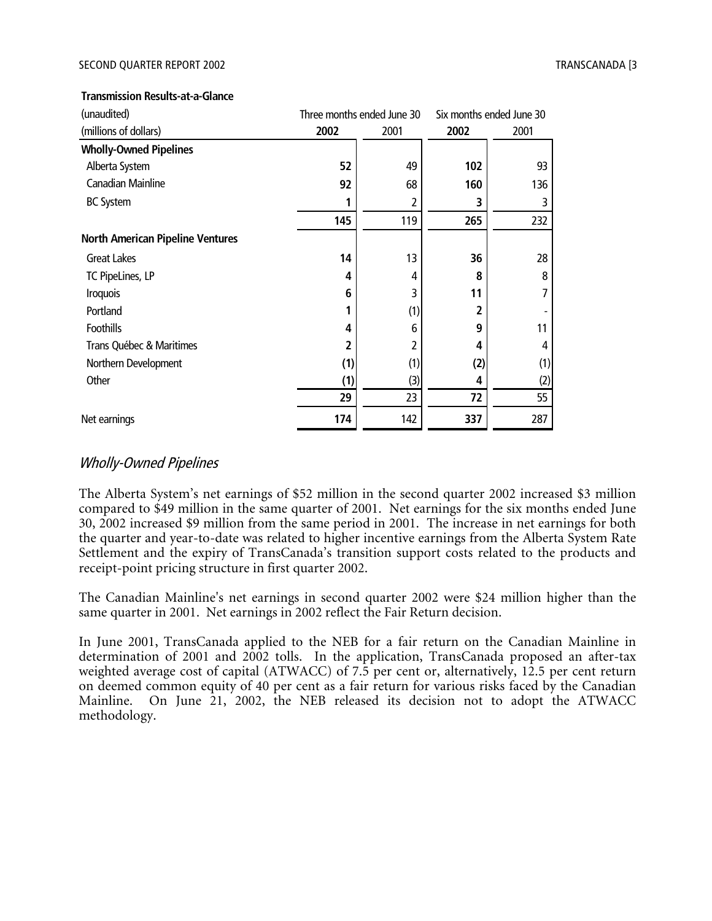**Transmission Results-at-a-Glance**

| (unaudited) (millions of dollars) | Three months ended June 30 | | Six months ended June 30 | |
|---|---|---|---|---|
| | **2002** | 2001 | **2002** | 2001 |
| **Wholly-Owned Pipelines** | | | | |
| Alberta System | **52** | 49 | **102** | 93 |
| Canadian Mainline | **92** | 68 | **160** | 136 |
| BC System | **1** | 2 | **3** | 3 |
| | **145** | 119 | **265** | 232 |
| **North American Pipeline Ventures** | | | | |
| Great Lakes | **14** | 13 | **36** | 28 |
| TC PipeLines, LP | **4** | 4 | **8** | 8 |
| Iroquois | **6** | 3 | **11** | 7 |
| Portland | **1** | (1) | **2** | - |
| Foothills | **4** | 6 | **9** | 11 |
| Trans Québec & Maritimes | **2** | 2 | **4** | 4 |
| Northern Development | **(1)** | (1) | **(2)** | (1) |
| Other | **(1)** | (3) | **4** | (2) |
| | **29** | 23 | **72** | 55 |
| Net earnings | **174** | 142 | **337** | 287 |

## *Wholly-Owned Pipelines*

The Alberta System's net earnings of $52 million in the second quarter 2002 increased $3 million compared to $49 million in the same quarter of 2001. Net earnings for the six months ended June 30, 2002 increased $9 million from the same period in 2001. The increase in net earnings for both the quarter and year-to-date was related to higher incentive earnings from the Alberta System Rate Settlement and the expiry of TransCanada's transition support costs related to the products and receipt-point pricing structure in first quarter 2002.

The Canadian Mainline's net earnings in second quarter 2002 were $24 million higher than the same quarter in 2001. Net earnings in 2002 reflect the Fair Return decision.

In June 2001, TransCanada applied to the NEB for a fair return on the Canadian Mainline in determination of 2001 and 2002 tolls. In the application, TransCanada proposed an after-tax weighted average cost of capital (ATWACC) of 7.5 per cent or, alternatively, 12.5 per cent return on deemed common equity of 40 per cent as a fair return for various risks faced by the Canadian Mainline. On June 21, 2002, the NEB released its decision not to adopt the ATWACC methodology.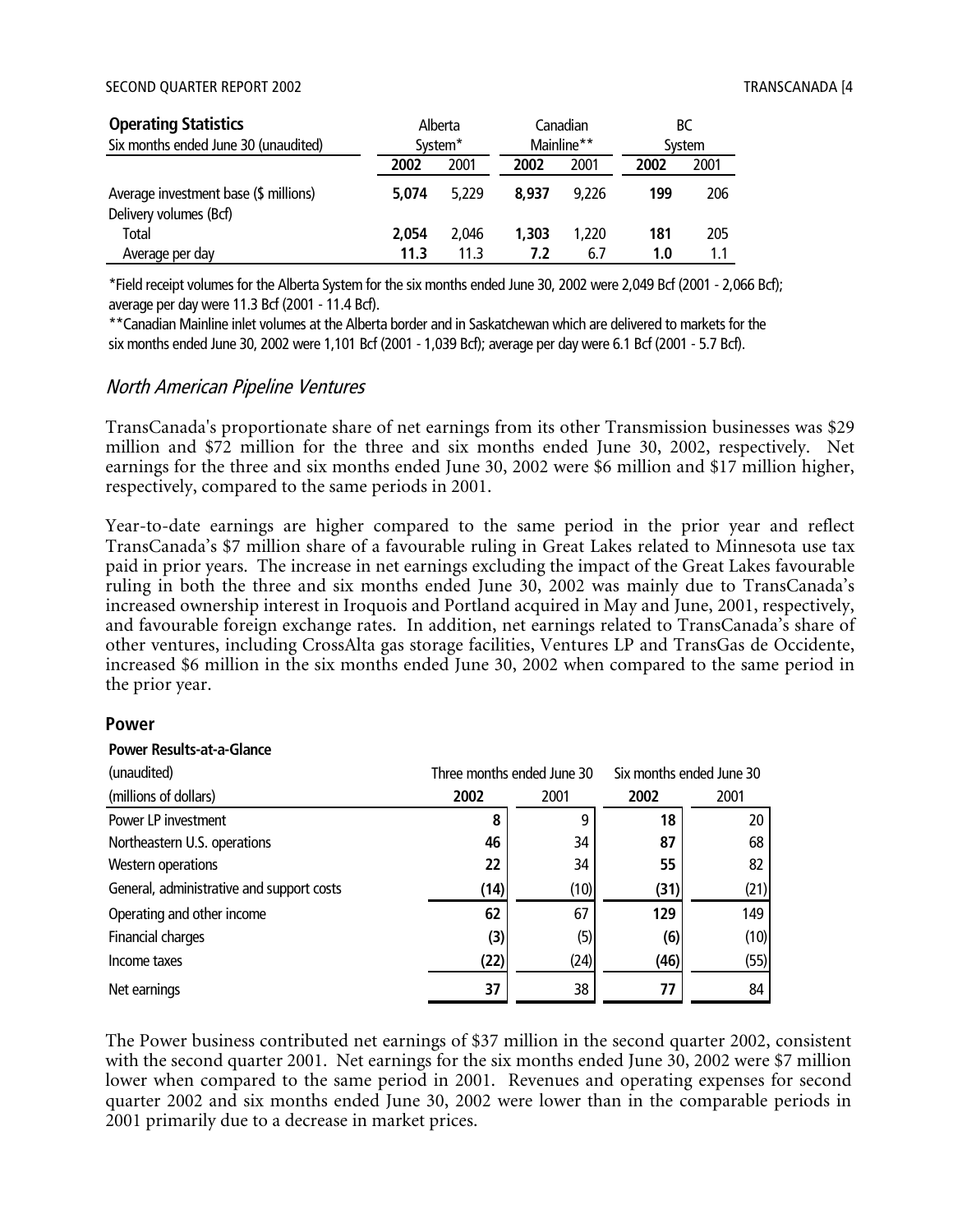| **Operating Statistics** Six months ended June 30 (unaudited) | Alberta System* | | Canadian Mainline** | | BC System | |
|---|---|---|---|---|---|---|
| | **2002** | 2001 | **2002** | 2001 | **2002** | 2001 |
| Average investment base ($ millions) | **5,074** | 5,229 | **8,937** | 9,226 | **199** | 206 |
| Delivery volumes (Bcf) | | | | | | |
| Total | **2,054** | 2,046 | **1,303** | 1,220 | **181** | 205 |
| Average per day | **11.3** | 11.3 | **7.2** | 6.7 | **1.0** | 1.1 |

*Field receipt volumes for the Alberta System for the six months ended June 30, 2002 were 2,049 Bcf (2001 - 2,066 Bcf); average per day were 11.3 Bcf (2001 - 11.4 Bcf).

**Canadian Mainline inlet volumes at the Alberta border and in Saskatchewan which are delivered to markets for the six months ended June 30, 2002 were 1,101 Bcf (2001 - 1,039 Bcf); average per day were 6.1 Bcf (2001 - 5.7 Bcf).

### *North American Pipeline Ventures*

TransCanada's proportionate share of net earnings from its other Transmission businesses was $29 million and $72 million for the three and six months ended June 30, 2002, respectively. Net earnings for the three and six months ended June 30, 2002 were $6 million and $17 million higher, respectively, compared to the same periods in 2001.

Year-to-date earnings are higher compared to the same period in the prior year and reflect TransCanada's $7 million share of a favourable ruling in Great Lakes related to Minnesota use tax paid in prior years. The increase in net earnings excluding the impact of the Great Lakes favourable ruling in both the three and six months ended June 30, 2002 was mainly due to TransCanada's increased ownership interest in Iroquois and Portland acquired in May and June, 2001, respectively, and favourable foreign exchange rates. In addition, net earnings related to TransCanada's share of other ventures, including CrossAlta gas storage facilities, Ventures LP and TransGas de Occidente, increased $6 million in the six months ended June 30, 2002 when compared to the same period in the prior year.

## Power

**Power Results-at-a-Glance**

| (unaudited) (millions of dollars) | Three months ended June 30 | | Six months ended June 30 | |
|---|---|---|---|---|
| | **2002** | 2001 | **2002** | 2001 |
| Power LP investment | **8** | 9 | **18** | 20 |
| Northeastern U.S. operations | **46** | 34 | **87** | 68 |
| Western operations | **22** | 34 | **55** | 82 |
| General, administrative and support costs | **(14)** | (10) | **(31)** | (21) |
| Operating and other income | **62** | 67 | **129** | 149 |
| Financial charges | **(3)** | (5) | **(6)** | (10) |
| Income taxes | **(22)** | (24) | **(46)** | (55) |
| Net earnings | **37** | 38 | **77** | 84 |

The Power business contributed net earnings of $37 million in the second quarter 2002, consistent with the second quarter 2001. Net earnings for the six months ended June 30, 2002 were $7 million lower when compared to the same period in 2001. Revenues and operating expenses for second quarter 2002 and six months ended June 30, 2002 were lower than in the comparable periods in 2001 primarily due to a decrease in market prices.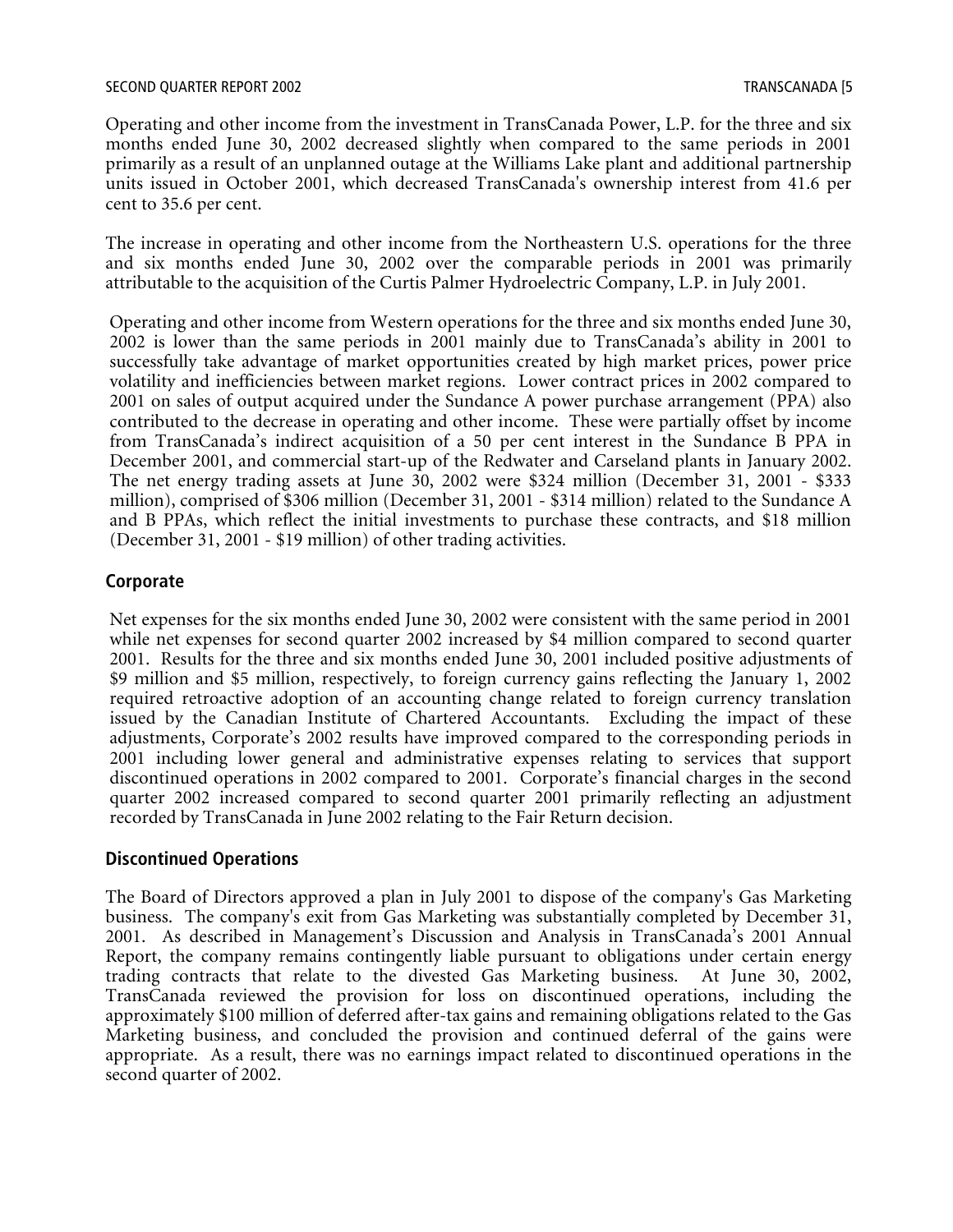Operating and other income from the investment in TransCanada Power, L.P. for the three and six months ended June 30, 2002 decreased slightly when compared to the same periods in 2001 primarily as a result of an unplanned outage at the Williams Lake plant and additional partnership units issued in October 2001, which decreased TransCanada's ownership interest from 41.6 per cent to 35.6 per cent.

The increase in operating and other income from the Northeastern U.S. operations for the three and six months ended June 30, 2002 over the comparable periods in 2001 was primarily attributable to the acquisition of the Curtis Palmer Hydroelectric Company, L.P. in July 2001.

Operating and other income from Western operations for the three and six months ended June 30, 2002 is lower than the same periods in 2001 mainly due to TransCanada's ability in 2001 to successfully take advantage of market opportunities created by high market prices, power price volatility and inefficiencies between market regions. Lower contract prices in 2002 compared to 2001 on sales of output acquired under the Sundance A power purchase arrangement (PPA) also contributed to the decrease in operating and other income. These were partially offset by income from TransCanada's indirect acquisition of a 50 per cent interest in the Sundance B PPA in December 2001, and commercial start-up of the Redwater and Carseland plants in January 2002. The net energy trading assets at June 30, 2002 were $324 million (December 31, 2001 - $333 million), comprised of $306 million (December 31, 2001 - $314 million) related to the Sundance A and B PPAs, which reflect the initial investments to purchase these contracts, and $18 million (December 31, 2001 - $19 million) of other trading activities.

## Corporate

Net expenses for the six months ended June 30, 2002 were consistent with the same period in 2001 while net expenses for second quarter 2002 increased by $4 million compared to second quarter 2001. Results for the three and six months ended June 30, 2001 included positive adjustments of $9 million and $5 million, respectively, to foreign currency gains reflecting the January 1, 2002 required retroactive adoption of an accounting change related to foreign currency translation issued by the Canadian Institute of Chartered Accountants. Excluding the impact of these adjustments, Corporate's 2002 results have improved compared to the corresponding periods in 2001 including lower general and administrative expenses relating to services that support discontinued operations in 2002 compared to 2001. Corporate's financial charges in the second quarter 2002 increased compared to second quarter 2001 primarily reflecting an adjustment recorded by TransCanada in June 2002 relating to the Fair Return decision.

## Discontinued Operations

The Board of Directors approved a plan in July 2001 to dispose of the company's Gas Marketing business. The company's exit from Gas Marketing was substantially completed by December 31, 2001. As described in Management's Discussion and Analysis in TransCanada's 2001 Annual Report, the company remains contingently liable pursuant to obligations under certain energy trading contracts that relate to the divested Gas Marketing business. At June 30, 2002, TransCanada reviewed the provision for loss on discontinued operations, including the approximately $100 million of deferred after-tax gains and remaining obligations related to the Gas Marketing business, and concluded the provision and continued deferral of the gains were appropriate. As a result, there was no earnings impact related to discontinued operations in the second quarter of 2002.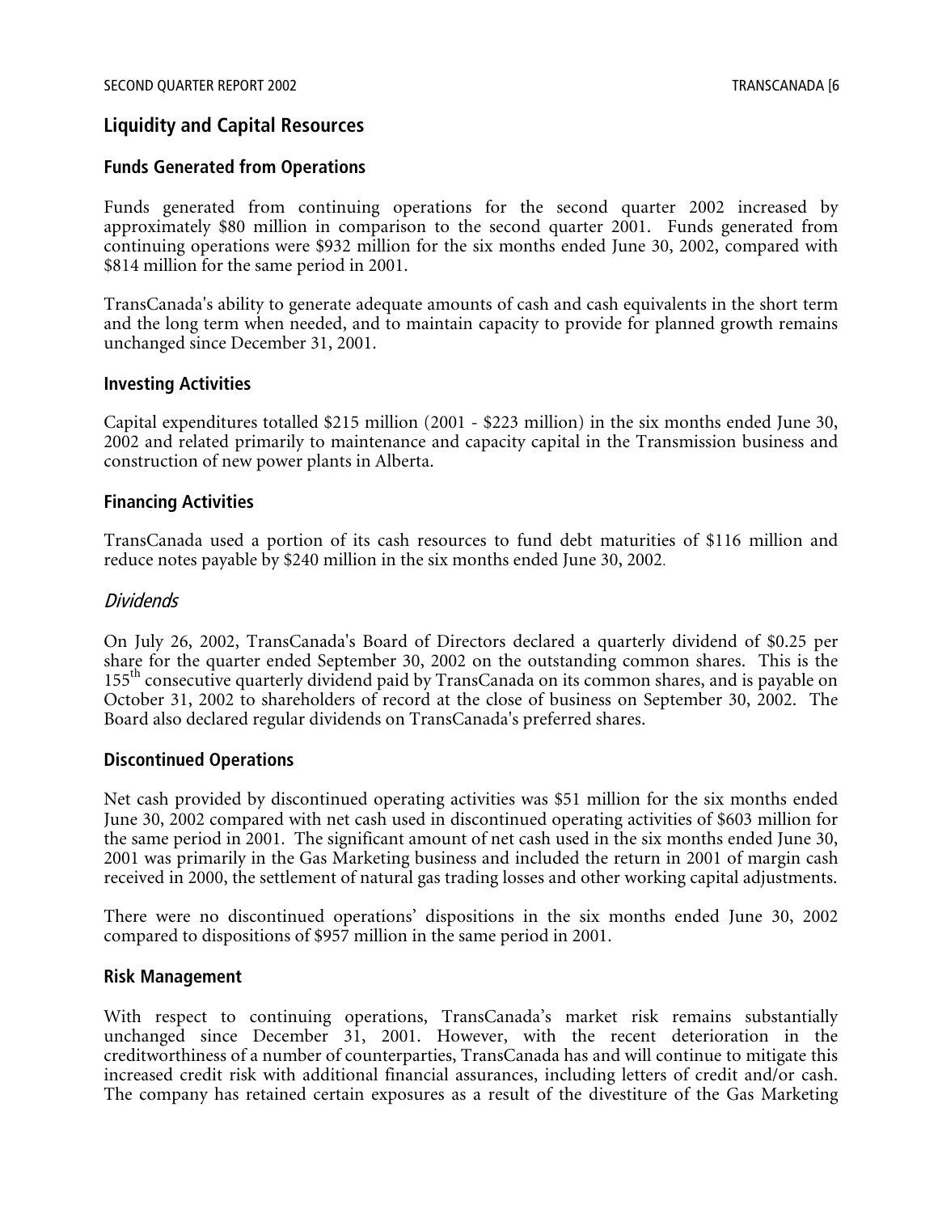## Liquidity and Capital Resources

### Funds Generated from Operations

Funds generated from continuing operations for the second quarter 2002 increased by approximately $80 million in comparison to the second quarter 2001. Funds generated from continuing operations were $932 million for the six months ended June 30, 2002, compared with $814 million for the same period in 2001.

TransCanada's ability to generate adequate amounts of cash and cash equivalents in the short term and the long term when needed, and to maintain capacity to provide for planned growth remains unchanged since December 31, 2001.

### Investing Activities

Capital expenditures totalled $215 million (2001 - $223 million) in the six months ended June 30, 2002 and related primarily to maintenance and capacity capital in the Transmission business and construction of new power plants in Alberta.

### Financing Activities

TransCanada used a portion of its cash resources to fund debt maturities of $116 million and reduce notes payable by $240 million in the six months ended June 30, 2002.

#### *Dividends*

On July 26, 2002, TransCanada's Board of Directors declared a quarterly dividend of $0.25 per share for the quarter ended September 30, 2002 on the outstanding common shares. This is the 155th consecutive quarterly dividend paid by TransCanada on its common shares, and is payable on October 31, 2002 to shareholders of record at the close of business on September 30, 2002. The Board also declared regular dividends on TransCanada's preferred shares.

### Discontinued Operations

Net cash provided by discontinued operating activities was $51 million for the six months ended June 30, 2002 compared with net cash used in discontinued operating activities of $603 million for the same period in 2001. The significant amount of net cash used in the six months ended June 30, 2001 was primarily in the Gas Marketing business and included the return in 2001 of margin cash received in 2000, the settlement of natural gas trading losses and other working capital adjustments.

There were no discontinued operations' dispositions in the six months ended June 30, 2002 compared to dispositions of $957 million in the same period in 2001.

### Risk Management

With respect to continuing operations, TransCanada's market risk remains substantially unchanged since December 31, 2001. However, with the recent deterioration in the creditworthiness of a number of counterparties, TransCanada has and will continue to mitigate this increased credit risk with additional financial assurances, including letters of credit and/or cash. The company has retained certain exposures as a result of the divestiture of the Gas Marketing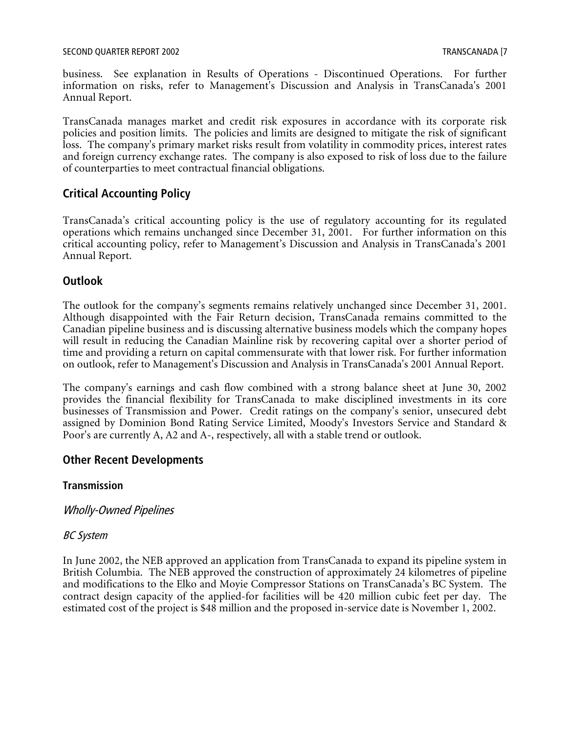business. See explanation in Results of Operations - Discontinued Operations. For further information on risks, refer to Management's Discussion and Analysis in TransCanada's 2001 Annual Report.

TransCanada manages market and credit risk exposures in accordance with its corporate risk policies and position limits. The policies and limits are designed to mitigate the risk of significant loss. The company's primary market risks result from volatility in commodity prices, interest rates and foreign currency exchange rates. The company is also exposed to risk of loss due to the failure of counterparties to meet contractual financial obligations.

## Critical Accounting Policy

TransCanada's critical accounting policy is the use of regulatory accounting for its regulated operations which remains unchanged since December 31, 2001. For further information on this critical accounting policy, refer to Management's Discussion and Analysis in TransCanada's 2001 Annual Report.

## Outlook

The outlook for the company's segments remains relatively unchanged since December 31, 2001. Although disappointed with the Fair Return decision, TransCanada remains committed to the Canadian pipeline business and is discussing alternative business models which the company hopes will result in reducing the Canadian Mainline risk by recovering capital over a shorter period of time and providing a return on capital commensurate with that lower risk. For further information on outlook, refer to Management's Discussion and Analysis in TransCanada's 2001 Annual Report.

The company's earnings and cash flow combined with a strong balance sheet at June 30, 2002 provides the financial flexibility for TransCanada to make disciplined investments in its core businesses of Transmission and Power. Credit ratings on the company's senior, unsecured debt assigned by Dominion Bond Rating Service Limited, Moody's Investors Service and Standard & Poor's are currently A, A2 and A-, respectively, all with a stable trend or outlook.

## Other Recent Developments

### Transmission

*Wholly-Owned Pipelines*

*BC System*

In June 2002, the NEB approved an application from TransCanada to expand its pipeline system in British Columbia. The NEB approved the construction of approximately 24 kilometres of pipeline and modifications to the Elko and Moyie Compressor Stations on TransCanada's BC System. The contract design capacity of the applied-for facilities will be 420 million cubic feet per day. The estimated cost of the project is $48 million and the proposed in-service date is November 1, 2002.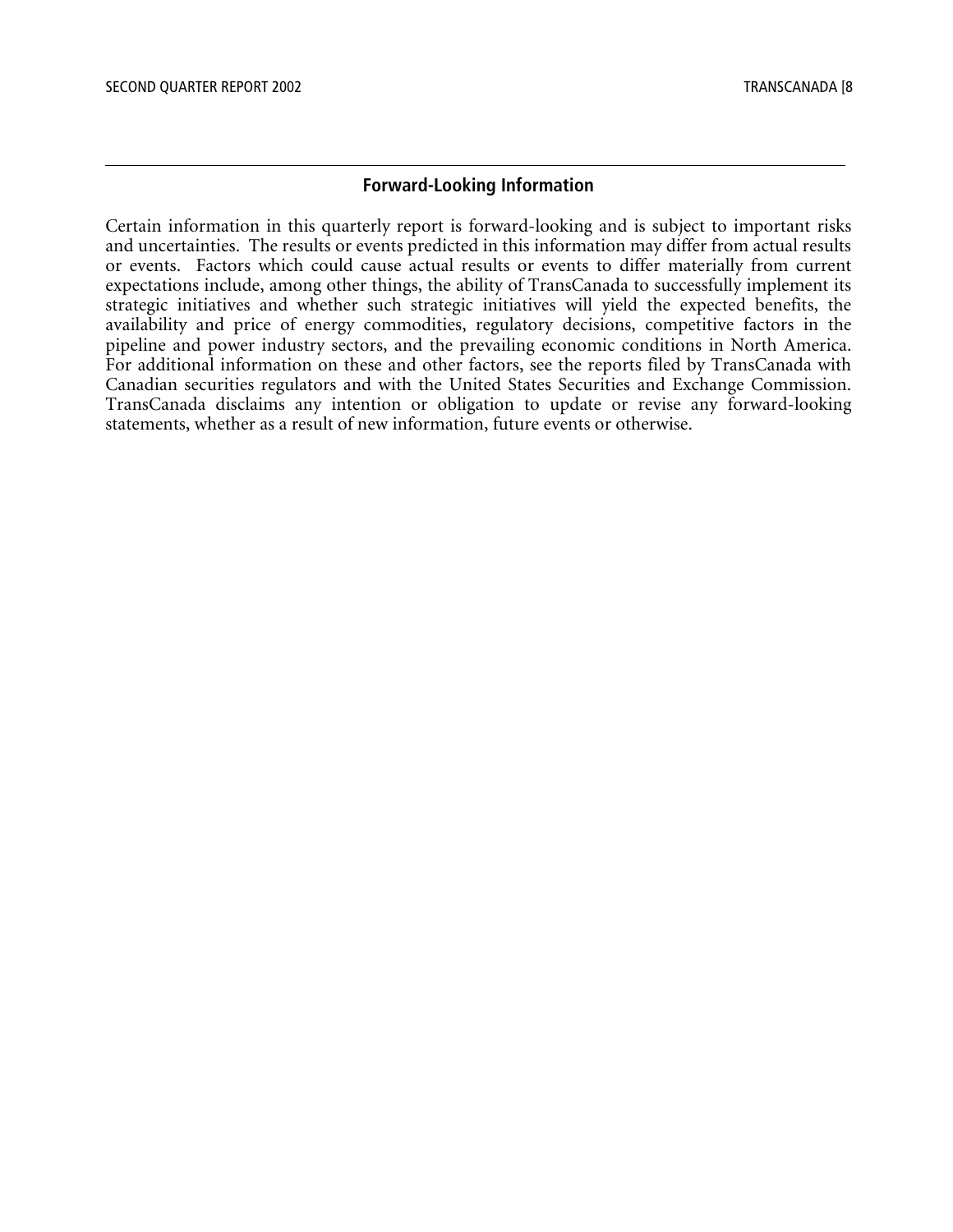## Forward-Looking Information

Certain information in this quarterly report is forward-looking and is subject to important risks and uncertainties. The results or events predicted in this information may differ from actual results or events. Factors which could cause actual results or events to differ materially from current expectations include, among other things, the ability of TransCanada to successfully implement its strategic initiatives and whether such strategic initiatives will yield the expected benefits, the availability and price of energy commodities, regulatory decisions, competitive factors in the pipeline and power industry sectors, and the prevailing economic conditions in North America. For additional information on these and other factors, see the reports filed by TransCanada with Canadian securities regulators and with the United States Securities and Exchange Commission. TransCanada disclaims any intention or obligation to update or revise any forward-looking statements, whether as a result of new information, future events or otherwise.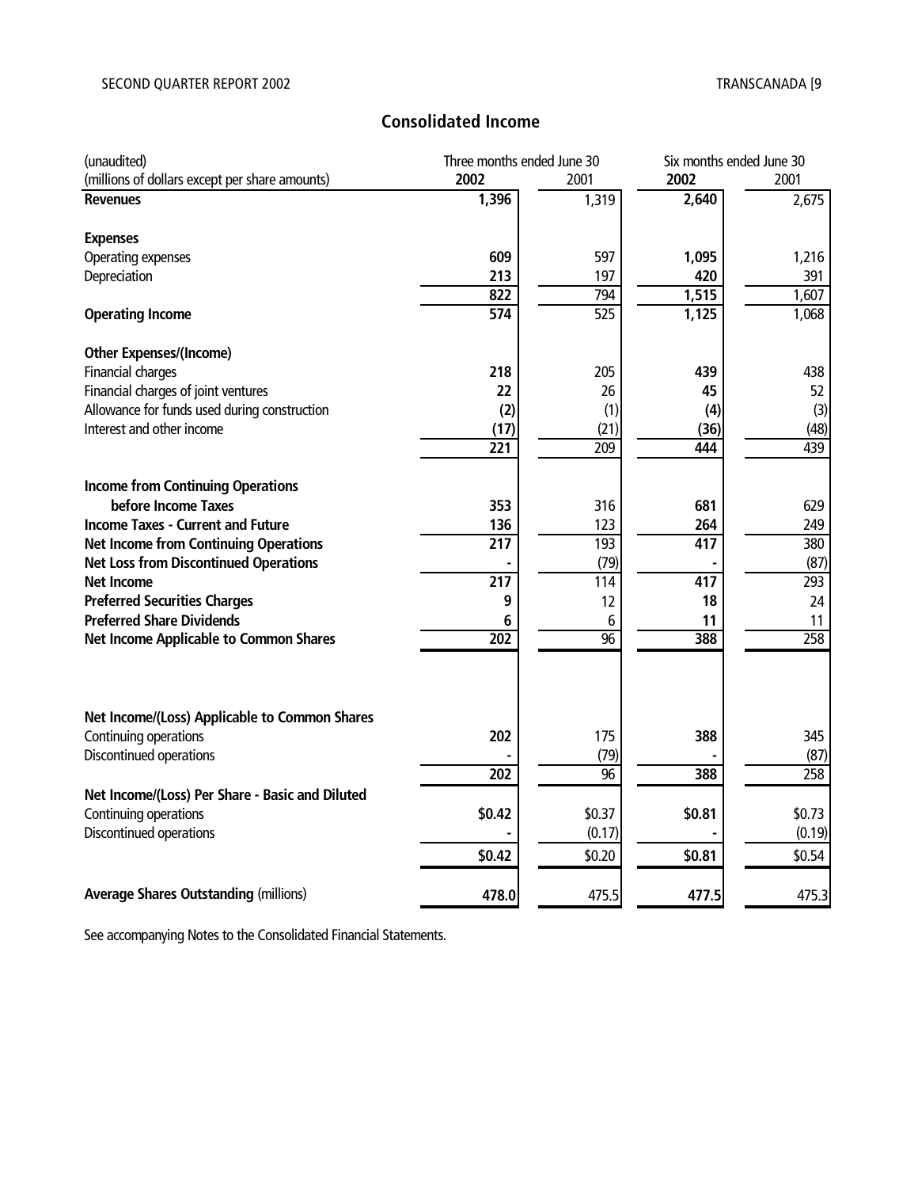## Consolidated Income

| (unaudited)<br>(millions of dollars except per share amounts) | Three months ended June 30<br>**2002** | <br>2001 | Six months ended June 30<br>**2002** | <br>2001 |
|---|---|---|---|---|
| **Revenues** | **1,396** | 1,319 | **2,640** | 2,675 |
| | | | | |
| **Expenses** | | | | |
| Operating expenses | **609** | 597 | **1,095** | 1,216 |
| Depreciation | **213** | 197 | **420** | 391 |
| | **822** | 794 | **1,515** | 1,607 |
| **Operating Income** | **574** | 525 | **1,125** | 1,068 |
| | | | | |
| **Other Expenses/(Income)** | | | | |
| Financial charges | **218** | 205 | **439** | 438 |
| Financial charges of joint ventures | **22** | 26 | **45** | 52 |
| Allowance for funds used during construction | **(2)** | (1) | **(4)** | (3) |
| Interest and other income | **(17)** | (21) | **(36)** | (48) |
| | **221** | 209 | **444** | 439 |
| | | | | |
| **Income from Continuing Operations before Income Taxes** | **353** | 316 | **681** | 629 |
| **Income Taxes - Current and Future** | **136** | 123 | **264** | 249 |
| **Net Income from Continuing Operations** | **217** | 193 | **417** | 380 |
| **Net Loss from Discontinued Operations** | **-** | (79) | **-** | (87) |
| **Net Income** | **217** | 114 | **417** | 293 |
| **Preferred Securities Charges** | **9** | 12 | **18** | 24 |
| **Preferred Share Dividends** | **6** | 6 | **11** | 11 |
| **Net Income Applicable to Common Shares** | **202** | 96 | **388** | 258 |
| | | | | |
| **Net Income/(Loss) Applicable to Common Shares** | | | | |
| Continuing operations | **202** | 175 | **388** | 345 |
| Discontinued operations | **-** | (79) | **-** | (87) |
| | **202** | 96 | **388** | 258 |
| **Net Income/(Loss) Per Share - Basic and Diluted** | | | | |
| Continuing operations | **$0.42** | $0.37 | **$0.81** | $0.73 |
| Discontinued operations | **-** | (0.17) | **-** | (0.19) |
| | **$0.42** | $0.20 | **$0.81** | $0.54 |
| | | | | |
| **Average Shares Outstanding** (millions) | **478.0** | 475.5 | **477.5** | 475.3 |

See accompanying Notes to the Consolidated Financial Statements.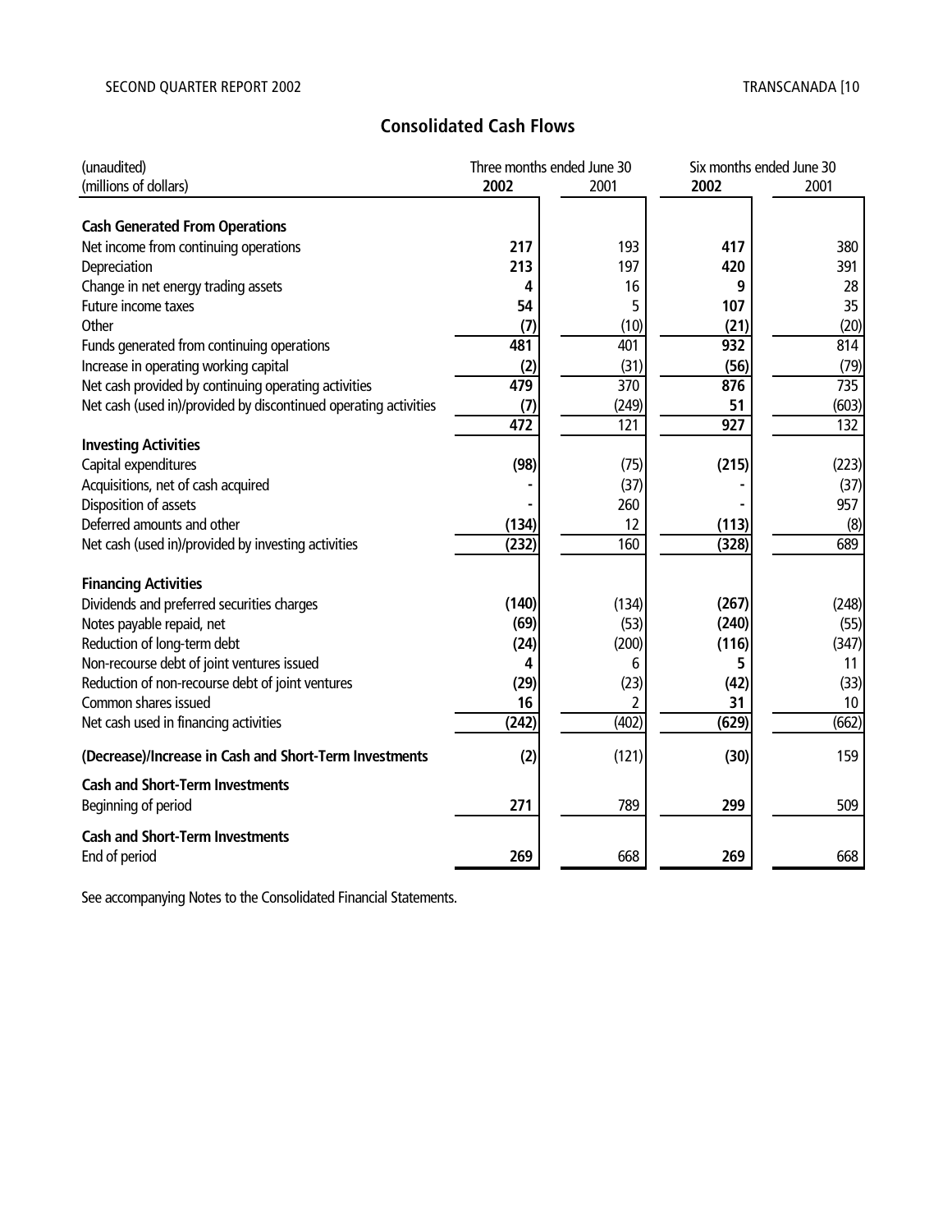## Consolidated Cash Flows

| (unaudited)<br>(millions of dollars) | Three months ended June 30<br>**2002** | <br>2001 | Six months ended June 30<br>**2002** | <br>2001 |
|---|---|---|---|---|
| **Cash Generated From Operations** | | | | |
| Net income from continuing operations | **217** | 193 | **417** | 380 |
| Depreciation | **213** | 197 | **420** | 391 |
| Change in net energy trading assets | **4** | 16 | **9** | 28 |
| Future income taxes | **54** | 5 | **107** | 35 |
| Other | **(7)** | (10) | **(21)** | (20) |
| Funds generated from continuing operations | **481** | 401 | **932** | 814 |
| Increase in operating working capital | **(2)** | (31) | **(56)** | (79) |
| Net cash provided by continuing operating activities | **479** | 370 | **876** | 735 |
| Net cash (used in)/provided by discontinued operating activities | **(7)** | (249) | **51** | (603) |
| | **472** | 121 | **927** | 132 |
| **Investing Activities** | | | | |
| Capital expenditures | **(98)** | (75) | **(215)** | (223) |
| Acquisitions, net of cash acquired | **-** | (37) | **-** | (37) |
| Disposition of assets | **-** | 260 | **-** | 957 |
| Deferred amounts and other | **(134)** | 12 | **(113)** | (8) |
| Net cash (used in)/provided by investing activities | **(232)** | 160 | **(328)** | 689 |
| **Financing Activities** | | | | |
| Dividends and preferred securities charges | **(140)** | (134) | **(267)** | (248) |
| Notes payable repaid, net | **(69)** | (53) | **(240)** | (55) |
| Reduction of long-term debt | **(24)** | (200) | **(116)** | (347) |
| Non-recourse debt of joint ventures issued | **4** | 6 | **5** | 11 |
| Reduction of non-recourse debt of joint ventures | **(29)** | (23) | **(42)** | (33) |
| Common shares issued | **16** | 2 | **31** | 10 |
| Net cash used in financing activities | **(242)** | (402) | **(629)** | (662) |
| **(Decrease)/Increase in Cash and Short-Term Investments** | **(2)** | (121) | **(30)** | 159 |
| **Cash and Short-Term Investments** | | | | |
| Beginning of period | **271** | 789 | **299** | 509 |
| **Cash and Short-Term Investments** | | | | |
| End of period | **269** | 668 | **269** | 668 |

See accompanying Notes to the Consolidated Financial Statements.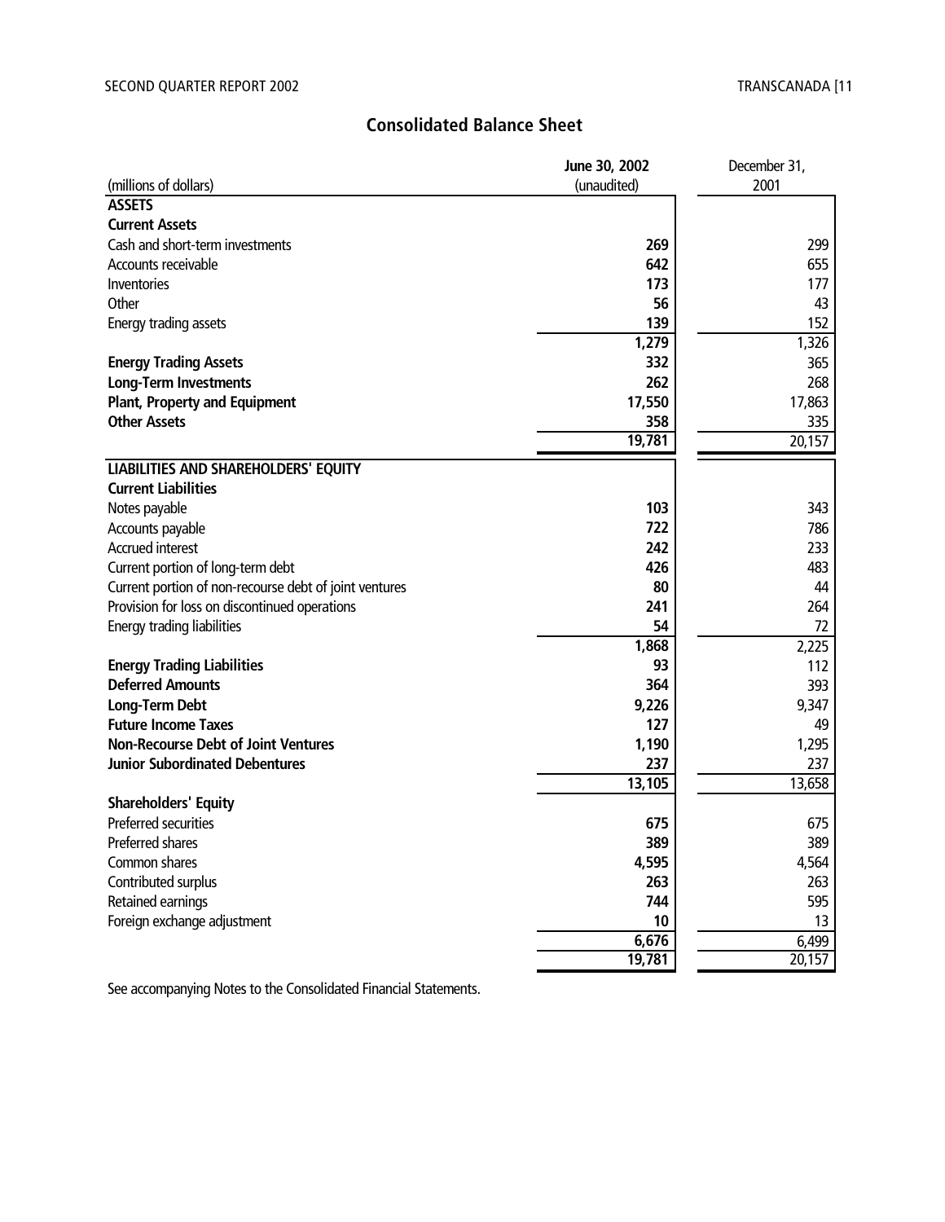## Consolidated Balance Sheet

| (millions of dollars) | June 30, 2002 (unaudited) | December 31, 2001 |
|---|---|---|
| **ASSETS** | | |
| **Current Assets** | | |
| Cash and short-term investments | **269** | 299 |
| Accounts receivable | **642** | 655 |
| Inventories | **173** | 177 |
| Other | **56** | 43 |
| Energy trading assets | **139** | 152 |
| | **1,279** | 1,326 |
| **Energy Trading Assets** | **332** | 365 |
| **Long-Term Investments** | **262** | 268 |
| **Plant, Property and Equipment** | **17,550** | 17,863 |
| **Other Assets** | **358** | 335 |
| | **19,781** | 20,157 |
| **LIABILITIES AND SHAREHOLDERS' EQUITY** | | |
| **Current Liabilities** | | |
| Notes payable | **103** | 343 |
| Accounts payable | **722** | 786 |
| Accrued interest | **242** | 233 |
| Current portion of long-term debt | **426** | 483 |
| Current portion of non-recourse debt of joint ventures | **80** | 44 |
| Provision for loss on discontinued operations | **241** | 264 |
| Energy trading liabilities | **54** | 72 |
| | **1,868** | 2,225 |
| **Energy Trading Liabilities** | **93** | 112 |
| **Deferred Amounts** | **364** | 393 |
| **Long-Term Debt** | **9,226** | 9,347 |
| **Future Income Taxes** | **127** | 49 |
| **Non-Recourse Debt of Joint Ventures** | **1,190** | 1,295 |
| **Junior Subordinated Debentures** | **237** | 237 |
| | **13,105** | 13,658 |
| **Shareholders' Equity** | | |
| Preferred securities | **675** | 675 |
| Preferred shares | **389** | 389 |
| Common shares | **4,595** | 4,564 |
| Contributed surplus | **263** | 263 |
| Retained earnings | **744** | 595 |
| Foreign exchange adjustment | **10** | 13 |
| | **6,676** | 6,499 |
| | **19,781** | 20,157 |

See accompanying Notes to the Consolidated Financial Statements.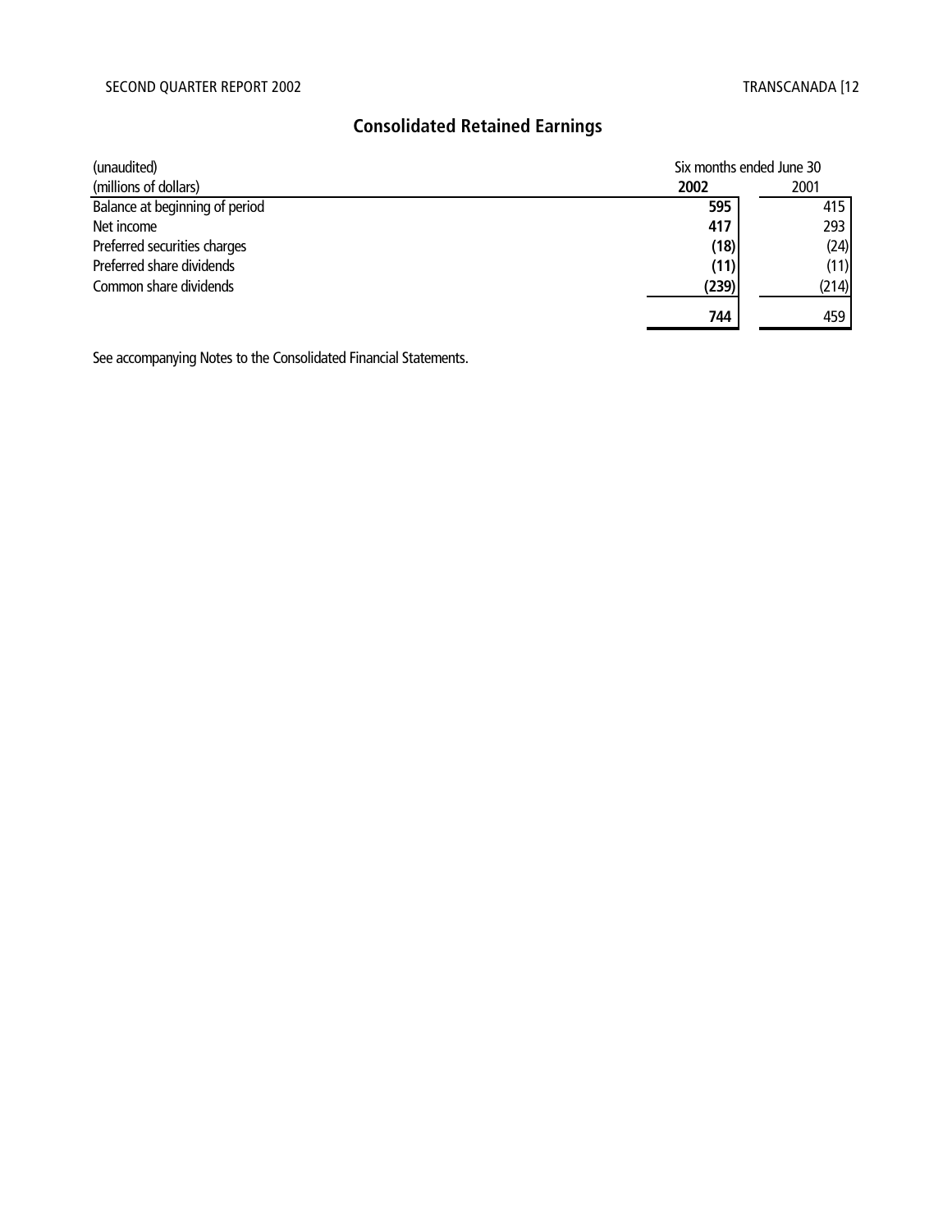## Consolidated Retained Earnings

| (unaudited) | Six months ended June 30 | |
|---|---|---|
| (millions of dollars) | **2002** | 2001 |
| Balance at beginning of period | **595** | 415 |
| Net income | **417** | 293 |
| Preferred securities charges | **(18)** | (24) |
| Preferred share dividends | **(11)** | (11) |
| Common share dividends | **(239)** | (214) |
| | **744** | 459 |

See accompanying Notes to the Consolidated Financial Statements.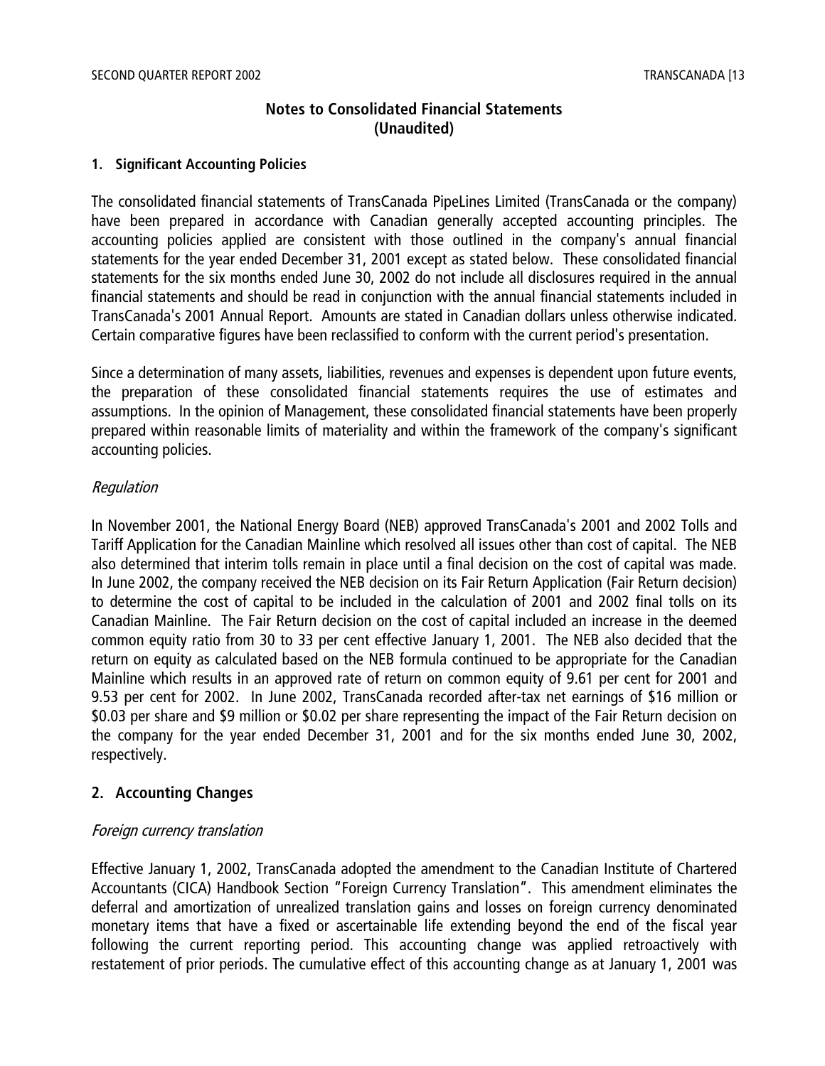## Notes to Consolidated Financial Statements
## (Unaudited)

### 1. Significant Accounting Policies

The consolidated financial statements of TransCanada PipeLines Limited (TransCanada or the company) have been prepared in accordance with Canadian generally accepted accounting principles. The accounting policies applied are consistent with those outlined in the company's annual financial statements for the year ended December 31, 2001 except as stated below. These consolidated financial statements for the six months ended June 30, 2002 do not include all disclosures required in the annual financial statements and should be read in conjunction with the annual financial statements included in TransCanada's 2001 Annual Report. Amounts are stated in Canadian dollars unless otherwise indicated. Certain comparative figures have been reclassified to conform with the current period's presentation.

Since a determination of many assets, liabilities, revenues and expenses is dependent upon future events, the preparation of these consolidated financial statements requires the use of estimates and assumptions. In the opinion of Management, these consolidated financial statements have been properly prepared within reasonable limits of materiality and within the framework of the company's significant accounting policies.

*Regulation*

In November 2001, the National Energy Board (NEB) approved TransCanada's 2001 and 2002 Tolls and Tariff Application for the Canadian Mainline which resolved all issues other than cost of capital. The NEB also determined that interim tolls remain in place until a final decision on the cost of capital was made. In June 2002, the company received the NEB decision on its Fair Return Application (Fair Return decision) to determine the cost of capital to be included in the calculation of 2001 and 2002 final tolls on its Canadian Mainline. The Fair Return decision on the cost of capital included an increase in the deemed common equity ratio from 30 to 33 per cent effective January 1, 2001. The NEB also decided that the return on equity as calculated based on the NEB formula continued to be appropriate for the Canadian Mainline which results in an approved rate of return on common equity of 9.61 per cent for 2001 and 9.53 per cent for 2002. In June 2002, TransCanada recorded after-tax net earnings of $16 million or $0.03 per share and $9 million or $0.02 per share representing the impact of the Fair Return decision on the company for the year ended December 31, 2001 and for the six months ended June 30, 2002, respectively.

### 2. Accounting Changes

*Foreign currency translation*

Effective January 1, 2002, TransCanada adopted the amendment to the Canadian Institute of Chartered Accountants (CICA) Handbook Section "Foreign Currency Translation". This amendment eliminates the deferral and amortization of unrealized translation gains and losses on foreign currency denominated monetary items that have a fixed or ascertainable life extending beyond the end of the fiscal year following the current reporting period. This accounting change was applied retroactively with restatement of prior periods. The cumulative effect of this accounting change as at January 1, 2001 was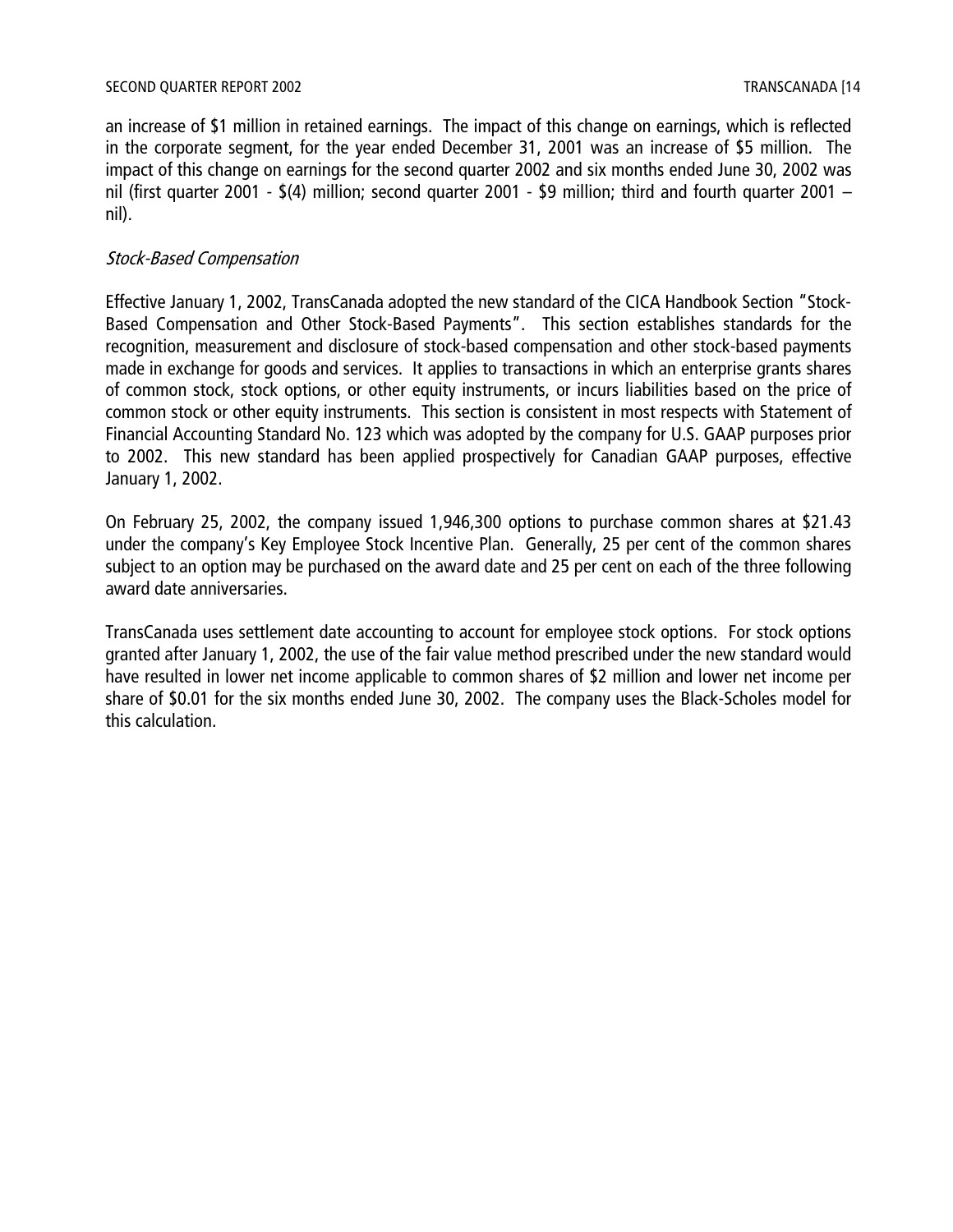an increase of $1 million in retained earnings. The impact of this change on earnings, which is reflected in the corporate segment, for the year ended December 31, 2001 was an increase of $5 million. The impact of this change on earnings for the second quarter 2002 and six months ended June 30, 2002 was nil (first quarter 2001 - $(4) million; second quarter 2001 - $9 million; third and fourth quarter 2001 – nil).

*Stock-Based Compensation*

Effective January 1, 2002, TransCanada adopted the new standard of the CICA Handbook Section "Stock-Based Compensation and Other Stock-Based Payments". This section establishes standards for the recognition, measurement and disclosure of stock-based compensation and other stock-based payments made in exchange for goods and services. It applies to transactions in which an enterprise grants shares of common stock, stock options, or other equity instruments, or incurs liabilities based on the price of common stock or other equity instruments. This section is consistent in most respects with Statement of Financial Accounting Standard No. 123 which was adopted by the company for U.S. GAAP purposes prior to 2002. This new standard has been applied prospectively for Canadian GAAP purposes, effective January 1, 2002.

On February 25, 2002, the company issued 1,946,300 options to purchase common shares at $21.43 under the company's Key Employee Stock Incentive Plan. Generally, 25 per cent of the common shares subject to an option may be purchased on the award date and 25 per cent on each of the three following award date anniversaries.

TransCanada uses settlement date accounting to account for employee stock options. For stock options granted after January 1, 2002, the use of the fair value method prescribed under the new standard would have resulted in lower net income applicable to common shares of $2 million and lower net income per share of $0.01 for the six months ended June 30, 2002. The company uses the Black-Scholes model for this calculation.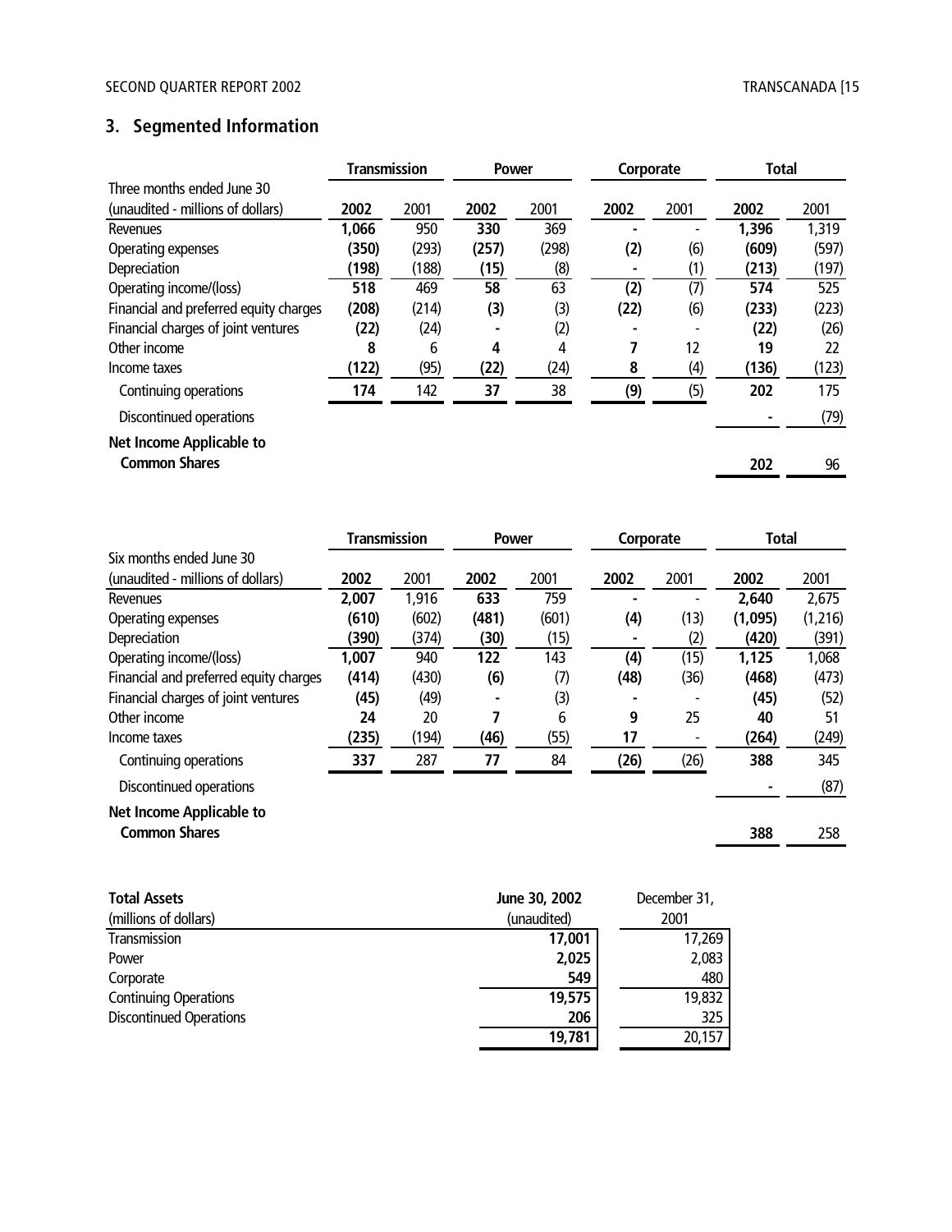## 3. Segmented Information

| Three months ended June 30 (unaudited - millions of dollars) | Transmission 2002 | Transmission 2001 | Power 2002 | Power 2001 | Corporate 2002 | Corporate 2001 | Total 2002 | Total 2001 |
|---|---|---|---|---|---|---|---|---|
| Revenues | **1,066** | 950 | **330** | 369 | **-** | - | **1,396** | 1,319 |
| Operating expenses | **(350)** | (293) | **(257)** | (298) | **(2)** | (6) | **(609)** | (597) |
| Depreciation | **(198)** | (188) | **(15)** | (8) | **-** | (1) | **(213)** | (197) |
| Operating income/(loss) | **518** | 469 | **58** | 63 | **(2)** | (7) | **574** | 525 |
| Financial and preferred equity charges | **(208)** | (214) | **(3)** | (3) | **(22)** | (6) | **(233)** | (223) |
| Financial charges of joint ventures | **(22)** | (24) | **-** | (2) | **-** | - | **(22)** | (26) |
| Other income | **8** | 6 | **4** | 4 | **7** | 12 | **19** | 22 |
| Income taxes | **(122)** | (95) | **(22)** | (24) | **8** | (4) | **(136)** | (123) |
| Continuing operations | **174** | 142 | **37** | 38 | **(9)** | (5) | **202** | 175 |
| Discontinued operations | | | | | | | **-** | (79) |
| **Net Income Applicable to Common Shares** | | | | | | | **202** | 96 |

| Six months ended June 30 (unaudited - millions of dollars) | Transmission 2002 | Transmission 2001 | Power 2002 | Power 2001 | Corporate 2002 | Corporate 2001 | Total 2002 | Total 2001 |
|---|---|---|---|---|---|---|---|---|
| Revenues | **2,007** | 1,916 | **633** | 759 | **-** | - | **2,640** | 2,675 |
| Operating expenses | **(610)** | (602) | **(481)** | (601) | **(4)** | (13) | **(1,095)** | (1,216) |
| Depreciation | **(390)** | (374) | **(30)** | (15) | **-** | (2) | **(420)** | (391) |
| Operating income/(loss) | **1,007** | 940 | **122** | 143 | **(4)** | (15) | **1,125** | 1,068 |
| Financial and preferred equity charges | **(414)** | (430) | **(6)** | (7) | **(48)** | (36) | **(468)** | (473) |
| Financial charges of joint ventures | **(45)** | (49) | **-** | (3) | **-** | - | **(45)** | (52) |
| Other income | **24** | 20 | **7** | 6 | **9** | 25 | **40** | 51 |
| Income taxes | **(235)** | (194) | **(46)** | (55) | **17** | - | **(264)** | (249) |
| Continuing operations | **337** | 287 | **77** | 84 | **(26)** | (26) | **388** | 345 |
| Discontinued operations | | | | | | | **-** | (87) |
| **Net Income Applicable to Common Shares** | | | | | | | **388** | 258 |

| **Total Assets** (millions of dollars) | **June 30, 2002** (unaudited) | December 31, 2001 |
|---|---|---|
| Transmission | **17,001** | 17,269 |
| Power | **2,025** | 2,083 |
| Corporate | **549** | 480 |
| Continuing Operations | **19,575** | 19,832 |
| Discontinued Operations | **206** | 325 |
| | **19,781** | 20,157 |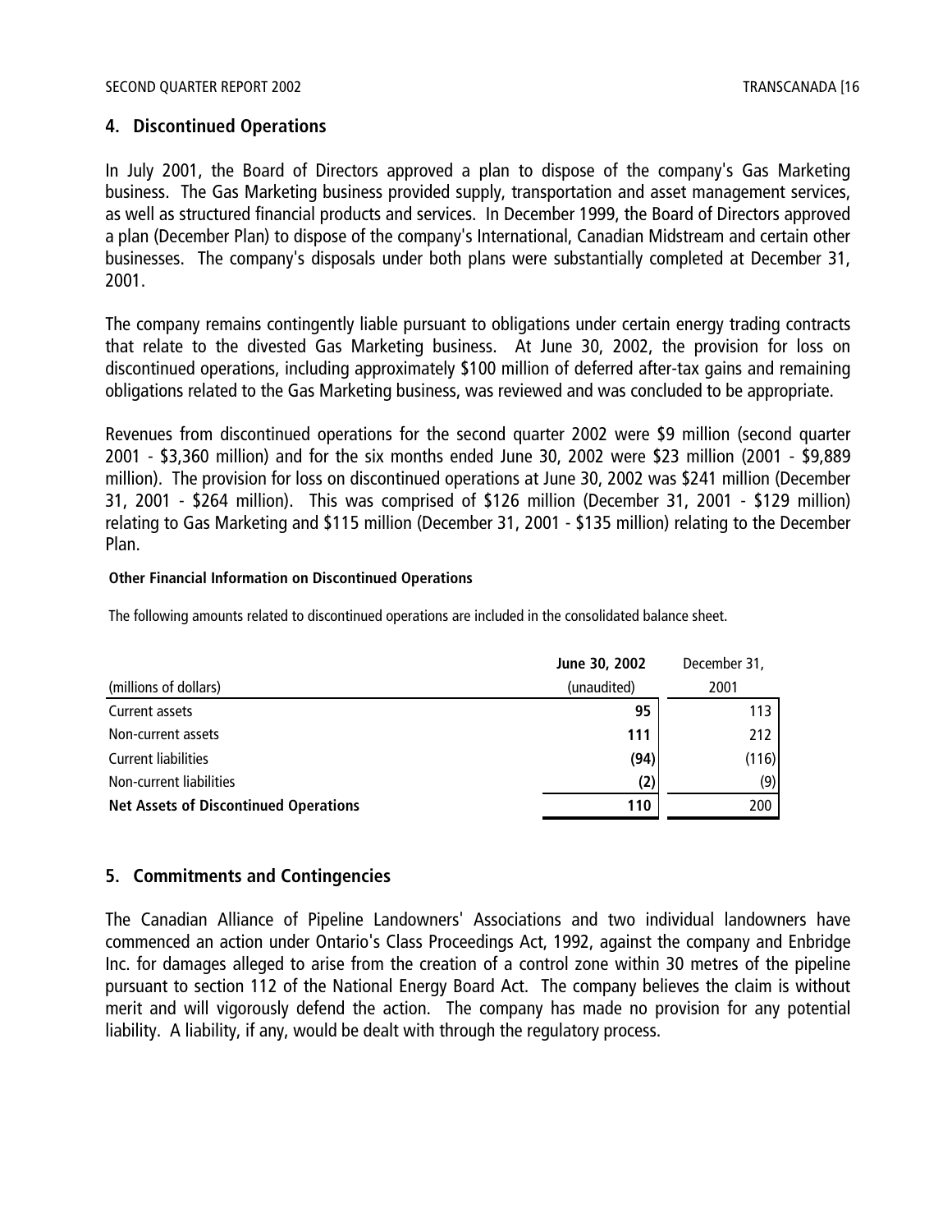## 4. Discontinued Operations

In July 2001, the Board of Directors approved a plan to dispose of the company's Gas Marketing business. The Gas Marketing business provided supply, transportation and asset management services, as well as structured financial products and services. In December 1999, the Board of Directors approved a plan (December Plan) to dispose of the company's International, Canadian Midstream and certain other businesses. The company's disposals under both plans were substantially completed at December 31, 2001.

The company remains contingently liable pursuant to obligations under certain energy trading contracts that relate to the divested Gas Marketing business. At June 30, 2002, the provision for loss on discontinued operations, including approximately $100 million of deferred after-tax gains and remaining obligations related to the Gas Marketing business, was reviewed and was concluded to be appropriate.

Revenues from discontinued operations for the second quarter 2002 were $9 million (second quarter 2001 - $3,360 million) and for the six months ended June 30, 2002 were $23 million (2001 - $9,889 million). The provision for loss on discontinued operations at June 30, 2002 was $241 million (December 31, 2001 - $264 million). This was comprised of $126 million (December 31, 2001 - $129 million) relating to Gas Marketing and $115 million (December 31, 2001 - $135 million) relating to the December Plan.

**Other Financial Information on Discontinued Operations**

The following amounts related to discontinued operations are included in the consolidated balance sheet.

| (millions of dollars) | **June 30, 2002** (unaudited) | December 31, 2001 |
|---|---|---|
| Current assets | **95** | 113 |
| Non-current assets | **111** | 212 |
| Current liabilities | **(94)** | (116) |
| Non-current liabilities | **(2)** | (9) |
| **Net Assets of Discontinued Operations** | **110** | 200 |

## 5. Commitments and Contingencies

The Canadian Alliance of Pipeline Landowners' Associations and two individual landowners have commenced an action under Ontario's Class Proceedings Act, 1992, against the company and Enbridge Inc. for damages alleged to arise from the creation of a control zone within 30 metres of the pipeline pursuant to section 112 of the National Energy Board Act. The company believes the claim is without merit and will vigorously defend the action. The company has made no provision for any potential liability. A liability, if any, would be dealt with through the regulatory process.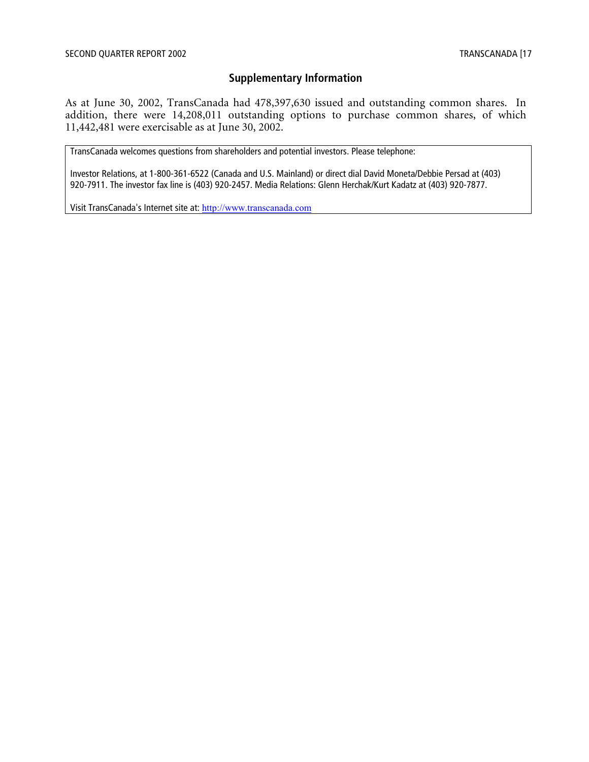## Supplementary Information

As at June 30, 2002, TransCanada had 478,397,630 issued and outstanding common shares. In addition, there were 14,208,011 outstanding options to purchase common shares, of which 11,442,481 were exercisable as at June 30, 2002.

TransCanada welcomes questions from shareholders and potential investors. Please telephone:

Investor Relations, at 1-800-361-6522 (Canada and U.S. Mainland) or direct dial David Moneta/Debbie Persad at (403) 920-7911. The investor fax line is (403) 920-2457. Media Relations: Glenn Herchak/Kurt Kadatz at (403) 920-7877.

Visit TransCanada's Internet site at: http://www.transcanada.com